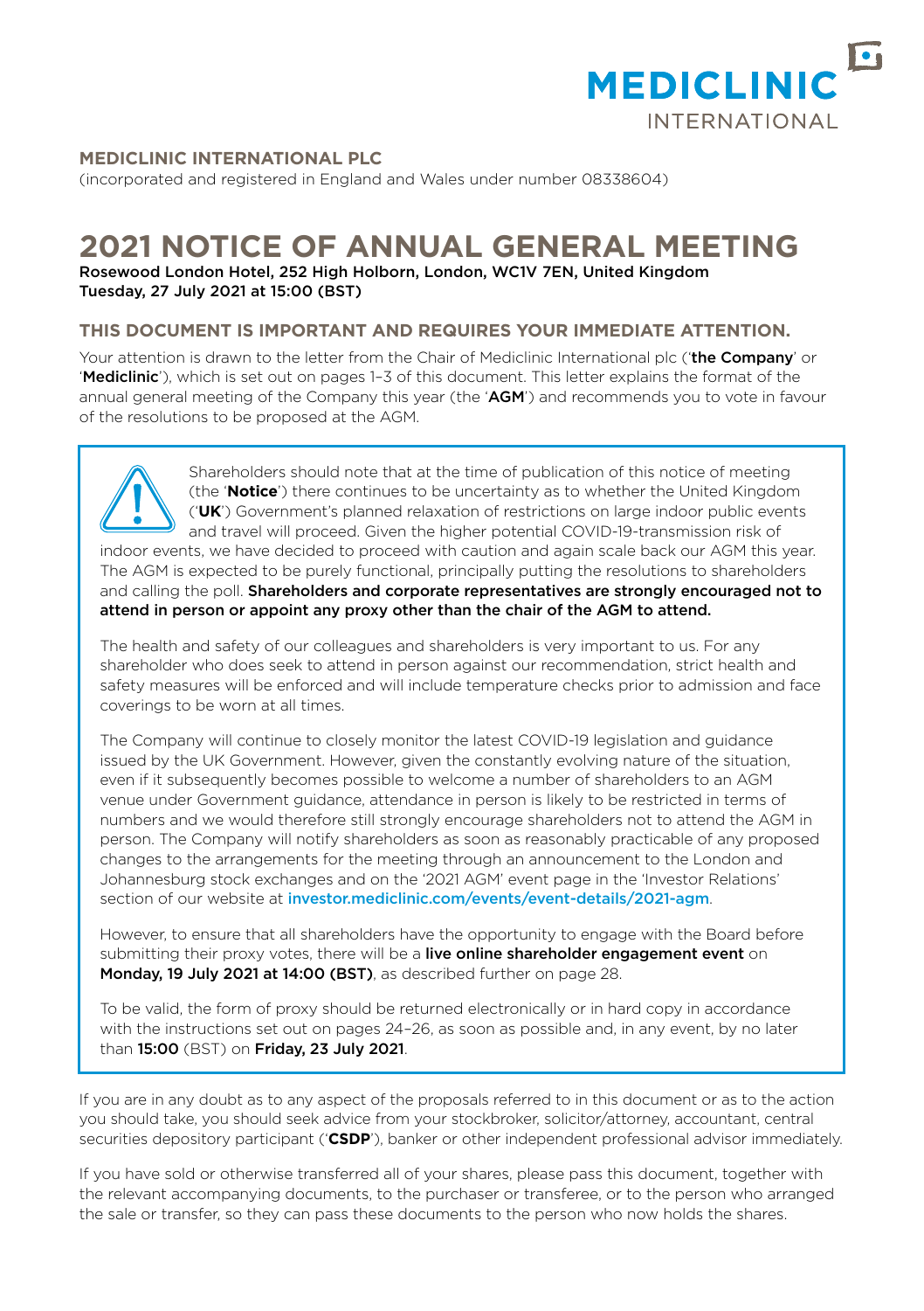MEDICLINIC
INTERNATIONAL

**MEDICLINIC INTERNATIONAL PLC**

(incorporated and registered in England and Wales under number 08338604)

# 2021 NOTICE OF ANNUAL GENERAL MEETING

Rosewood London Hotel, 252 High Holborn, London, WC1V 7EN, United Kingdom
Tuesday, 27 July 2021 at 15:00 (BST)

## THIS DOCUMENT IS IMPORTANT AND REQUIRES YOUR IMMEDIATE ATTENTION.

Your attention is drawn to the letter from the Chair of Mediclinic International plc ('**the Company**' or '**Mediclinic**'), which is set out on pages 1–3 of this document. This letter explains the format of the annual general meeting of the Company this year (the '**AGM**') and recommends you to vote in favour of the resolutions to be proposed at the AGM.

Shareholders should note that at the time of publication of this notice of meeting (the '**Notice**') there continues to be uncertainty as to whether the United Kingdom ('**UK**') Government's planned relaxation of restrictions on large indoor public events and travel will proceed. Given the higher potential COVID-19-transmission risk of indoor events, we have decided to proceed with caution and again scale back our AGM this year. The AGM is expected to be purely functional, principally putting the resolutions to shareholders and calling the poll. **Shareholders and corporate representatives are strongly encouraged not to attend in person or appoint any proxy other than the chair of the AGM to attend.**

The health and safety of our colleagues and shareholders is very important to us. For any shareholder who does seek to attend in person against our recommendation, strict health and safety measures will be enforced and will include temperature checks prior to admission and face coverings to be worn at all times.

The Company will continue to closely monitor the latest COVID-19 legislation and guidance issued by the UK Government. However, given the constantly evolving nature of the situation, even if it subsequently becomes possible to welcome a number of shareholders to an AGM venue under Government guidance, attendance in person is likely to be restricted in terms of numbers and we would therefore still strongly encourage shareholders not to attend the AGM in person. The Company will notify shareholders as soon as reasonably practicable of any proposed changes to the arrangements for the meeting through an announcement to the London and Johannesburg stock exchanges and on the '2021 AGM' event page in the 'Investor Relations' section of our website at investor.mediclinic.com/events/event-details/2021-agm.

However, to ensure that all shareholders have the opportunity to engage with the Board before submitting their proxy votes, there will be a **live online shareholder engagement event** on **Monday, 19 July 2021 at 14:00 (BST)**, as described further on page 28.

To be valid, the form of proxy should be returned electronically or in hard copy in accordance with the instructions set out on pages 24–26, as soon as possible and, in any event, by no later than **15:00** (BST) on **Friday, 23 July 2021**.

If you are in any doubt as to any aspect of the proposals referred to in this document or as to the action you should take, you should seek advice from your stockbroker, solicitor/attorney, accountant, central securities depository participant ('**CSDP**'), banker or other independent professional advisor immediately.

If you have sold or otherwise transferred all of your shares, please pass this document, together with the relevant accompanying documents, to the purchaser or transferee, or to the person who arranged the sale or transfer, so they can pass these documents to the person who now holds the shares.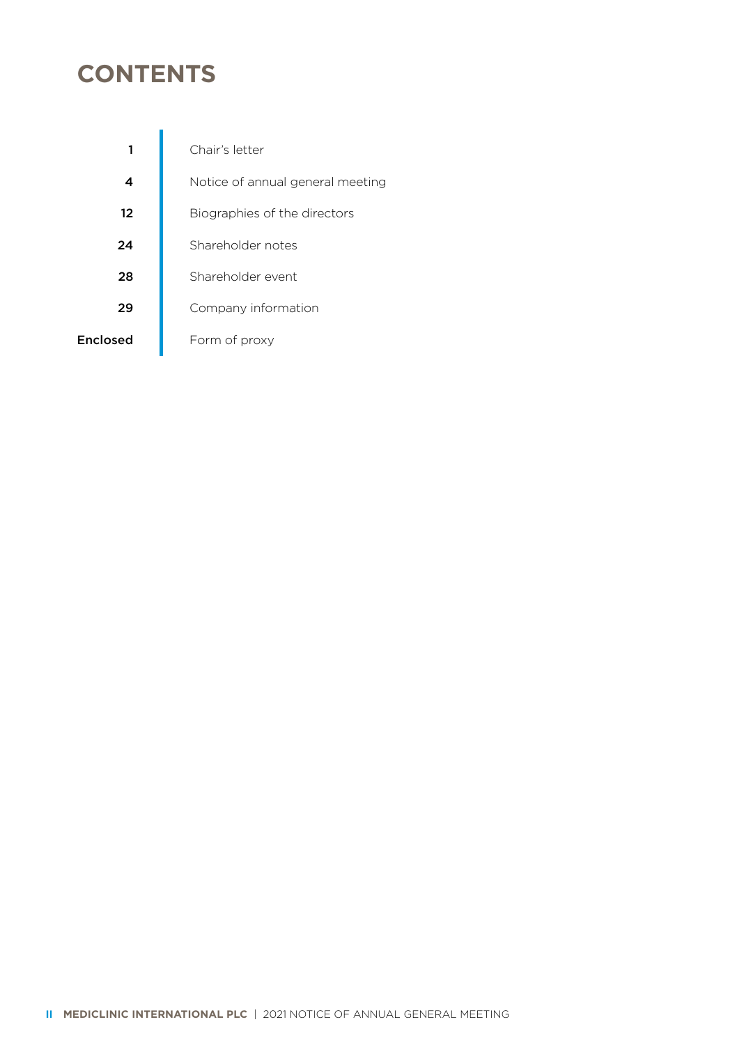# CONTENTS

| | |
|---|---|
| 1 | Chair's letter |
| 4 | Notice of annual general meeting |
| 12 | Biographies of the directors |
| 24 | Shareholder notes |
| 28 | Shareholder event |
| 29 | Company information |
| Enclosed | Form of proxy |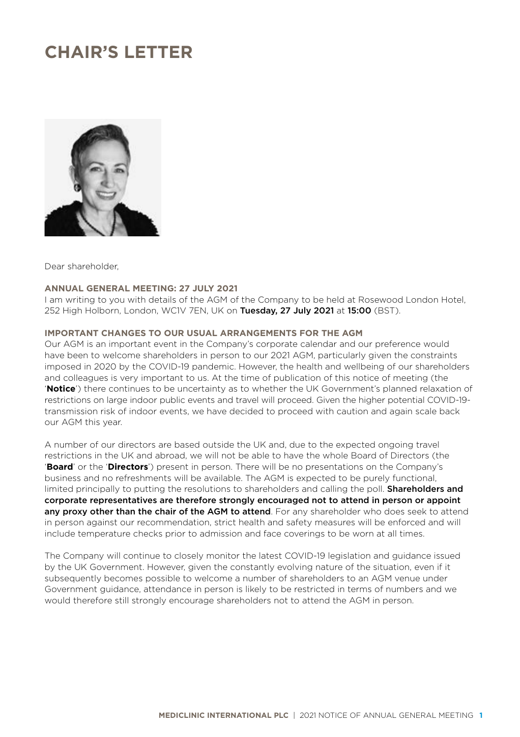# CHAIR'S LETTER

Dear shareholder,

**ANNUAL GENERAL MEETING: 27 JULY 2021**

I am writing to you with details of the AGM of the Company to be held at Rosewood London Hotel, 252 High Holborn, London, WC1V 7EN, UK on **Tuesday, 27 July 2021** at **15:00** (BST).

**IMPORTANT CHANGES TO OUR USUAL ARRANGEMENTS FOR THE AGM**

Our AGM is an important event in the Company's corporate calendar and our preference would have been to welcome shareholders in person to our 2021 AGM, particularly given the constraints imposed in 2020 by the COVID-19 pandemic. However, the health and wellbeing of our shareholders and colleagues is very important to us. At the time of publication of this notice of meeting (the '**Notice**') there continues to be uncertainty as to whether the UK Government's planned relaxation of restrictions on large indoor public events and travel will proceed. Given the higher potential COVID-19-transmission risk of indoor events, we have decided to proceed with caution and again scale back our AGM this year.

A number of our directors are based outside the UK and, due to the expected ongoing travel restrictions in the UK and abroad, we will not be able to have the whole Board of Directors (the '**Board**' or the '**Directors**') present in person. There will be no presentations on the Company's business and no refreshments will be available. The AGM is expected to be purely functional, limited principally to putting the resolutions to shareholders and calling the poll. **Shareholders and corporate representatives are therefore strongly encouraged not to attend in person or appoint any proxy other than the chair of the AGM to attend**. For any shareholder who does seek to attend in person against our recommendation, strict health and safety measures will be enforced and will include temperature checks prior to admission and face coverings to be worn at all times.

The Company will continue to closely monitor the latest COVID-19 legislation and guidance issued by the UK Government. However, given the constantly evolving nature of the situation, even if it subsequently becomes possible to welcome a number of shareholders to an AGM venue under Government guidance, attendance in person is likely to be restricted in terms of numbers and we would therefore still strongly encourage shareholders not to attend the AGM in person.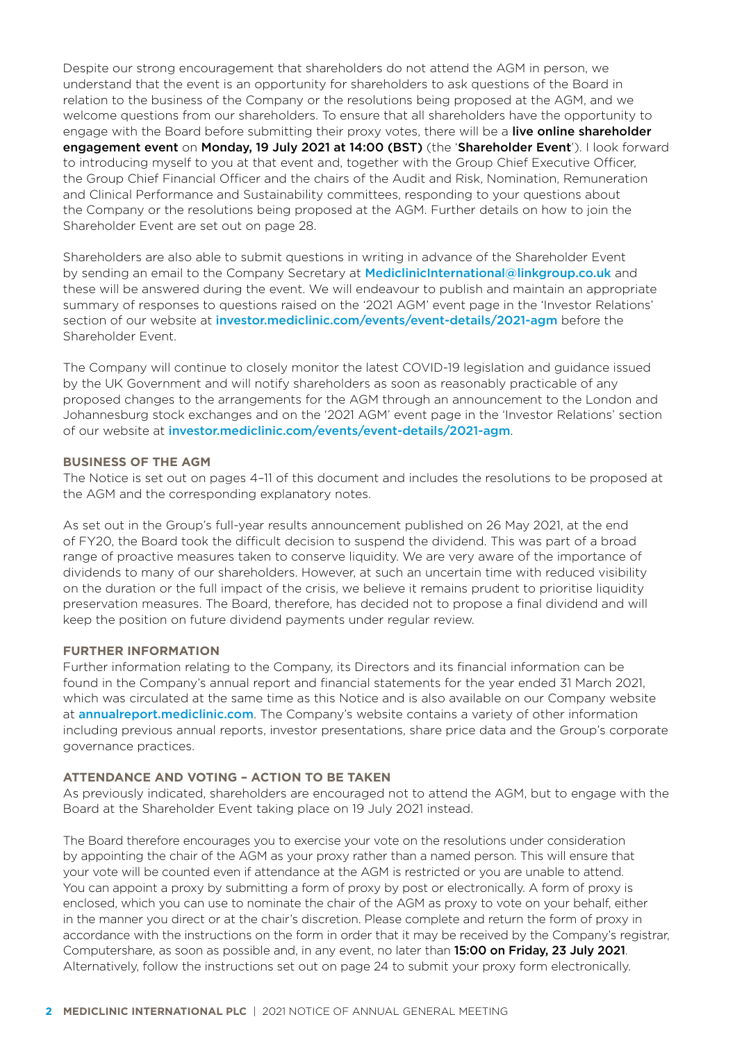Despite our strong encouragement that shareholders do not attend the AGM in person, we understand that the event is an opportunity for shareholders to ask questions of the Board in relation to the business of the Company or the resolutions being proposed at the AGM, and we welcome questions from our shareholders. To ensure that all shareholders have the opportunity to engage with the Board before submitting their proxy votes, there will be a **live online shareholder engagement event** on **Monday, 19 July 2021 at 14:00 (BST)** (the '**Shareholder Event**'). I look forward to introducing myself to you at that event and, together with the Group Chief Executive Officer, the Group Chief Financial Officer and the chairs of the Audit and Risk, Nomination, Remuneration and Clinical Performance and Sustainability committees, responding to your questions about the Company or the resolutions being proposed at the AGM. Further details on how to join the Shareholder Event are set out on page 28.

Shareholders are also able to submit questions in writing in advance of the Shareholder Event by sending an email to the Company Secretary at MediclinicInternational@linkgroup.co.uk and these will be answered during the event. We will endeavour to publish and maintain an appropriate summary of responses to questions raised on the '2021 AGM' event page in the 'Investor Relations' section of our website at investor.mediclinic.com/events/event-details/2021-agm before the Shareholder Event.

The Company will continue to closely monitor the latest COVID-19 legislation and guidance issued by the UK Government and will notify shareholders as soon as reasonably practicable of any proposed changes to the arrangements for the AGM through an announcement to the London and Johannesburg stock exchanges and on the '2021 AGM' event page in the 'Investor Relations' section of our website at investor.mediclinic.com/events/event-details/2021-agm.

## BUSINESS OF THE AGM

The Notice is set out on pages 4–11 of this document and includes the resolutions to be proposed at the AGM and the corresponding explanatory notes.

As set out in the Group's full-year results announcement published on 26 May 2021, at the end of FY20, the Board took the difficult decision to suspend the dividend. This was part of a broad range of proactive measures taken to conserve liquidity. We are very aware of the importance of dividends to many of our shareholders. However, at such an uncertain time with reduced visibility on the duration or the full impact of the crisis, we believe it remains prudent to prioritise liquidity preservation measures. The Board, therefore, has decided not to propose a final dividend and will keep the position on future dividend payments under regular review.

## FURTHER INFORMATION

Further information relating to the Company, its Directors and its financial information can be found in the Company's annual report and financial statements for the year ended 31 March 2021, which was circulated at the same time as this Notice and is also available on our Company website at annualreport.mediclinic.com. The Company's website contains a variety of other information including previous annual reports, investor presentations, share price data and the Group's corporate governance practices.

## ATTENDANCE AND VOTING – ACTION TO BE TAKEN

As previously indicated, shareholders are encouraged not to attend the AGM, but to engage with the Board at the Shareholder Event taking place on 19 July 2021 instead.

The Board therefore encourages you to exercise your vote on the resolutions under consideration by appointing the chair of the AGM as your proxy rather than a named person. This will ensure that your vote will be counted even if attendance at the AGM is restricted or you are unable to attend. You can appoint a proxy by submitting a form of proxy by post or electronically. A form of proxy is enclosed, which you can use to nominate the chair of the AGM as proxy to vote on your behalf, either in the manner you direct or at the chair's discretion. Please complete and return the form of proxy in accordance with the instructions on the form in order that it may be received by the Company's registrar, Computershare, as soon as possible and, in any event, no later than **15:00 on Friday, 23 July 2021**. Alternatively, follow the instructions set out on page 24 to submit your proxy form electronically.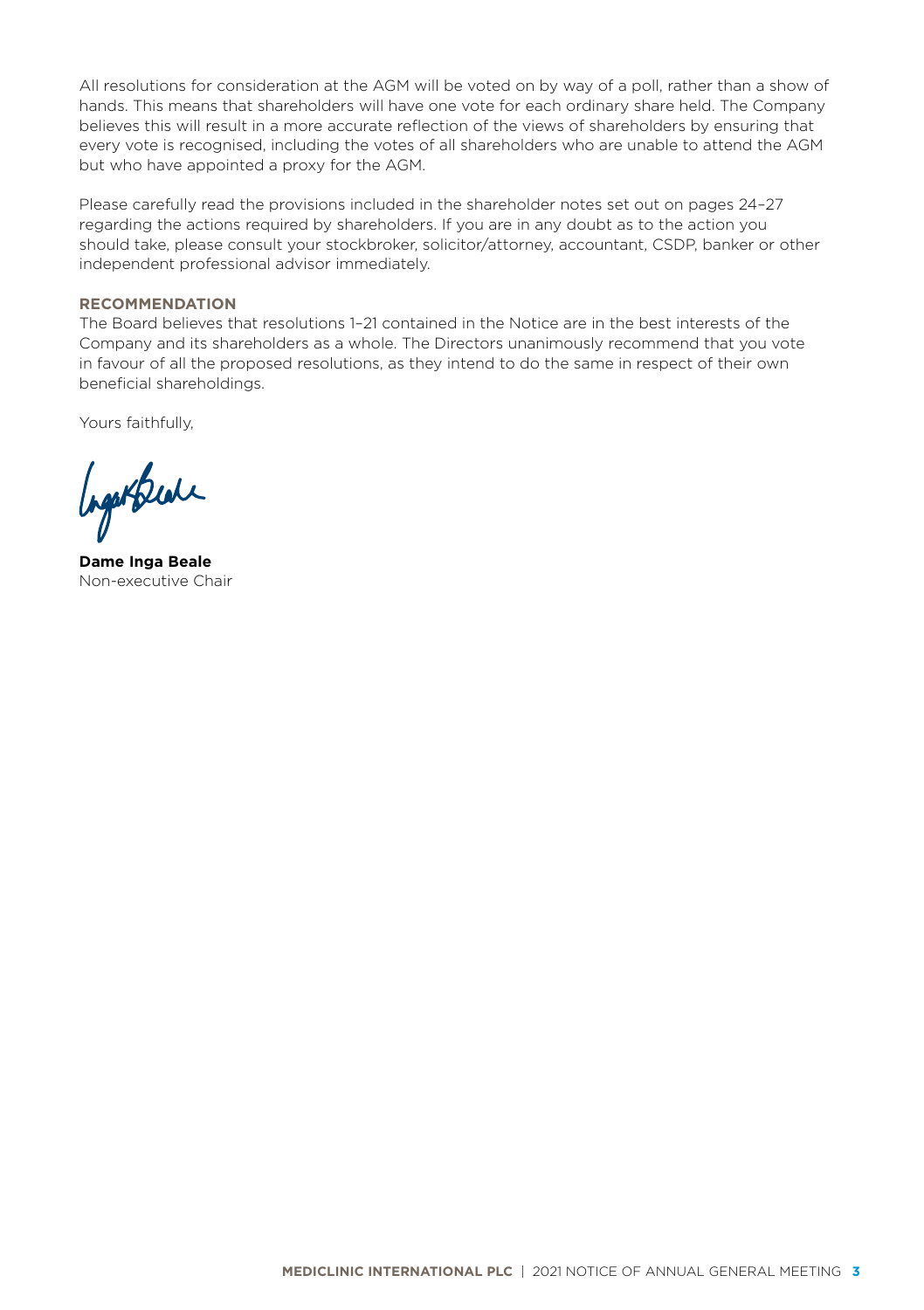All resolutions for consideration at the AGM will be voted on by way of a poll, rather than a show of hands. This means that shareholders will have one vote for each ordinary share held. The Company believes this will result in a more accurate reflection of the views of shareholders by ensuring that every vote is recognised, including the votes of all shareholders who are unable to attend the AGM but who have appointed a proxy for the AGM.

Please carefully read the provisions included in the shareholder notes set out on pages 24–27 regarding the actions required by shareholders. If you are in any doubt as to the action you should take, please consult your stockbroker, solicitor/attorney, accountant, CSDP, banker or other independent professional advisor immediately.

**RECOMMENDATION**

The Board believes that resolutions 1–21 contained in the Notice are in the best interests of the Company and its shareholders as a whole. The Directors unanimously recommend that you vote in favour of all the proposed resolutions, as they intend to do the same in respect of their own beneficial shareholdings.

Yours faithfully,

**Dame Inga Beale**
Non-executive Chair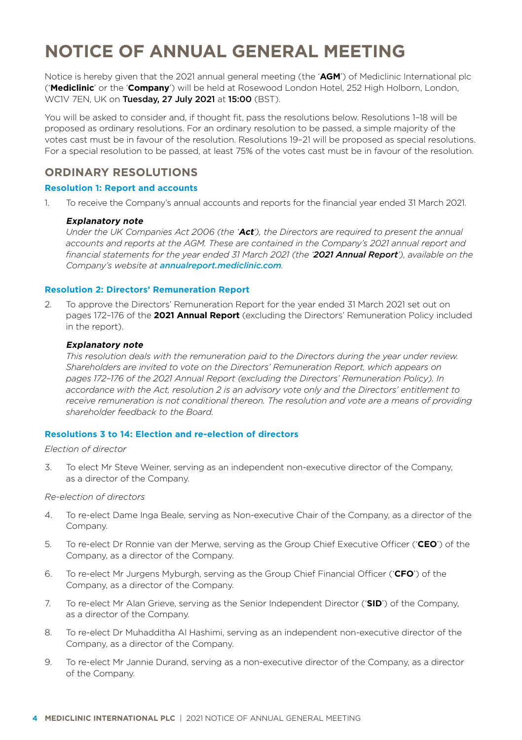# NOTICE OF ANNUAL GENERAL MEETING

Notice is hereby given that the 2021 annual general meeting (the '**AGM**') of Mediclinic International plc ('**Mediclinic**' or the '**Company**') will be held at Rosewood London Hotel, 252 High Holborn, London, WC1V 7EN, UK on **Tuesday, 27 July 2021** at **15:00** (BST).

You will be asked to consider and, if thought fit, pass the resolutions below. Resolutions 1–18 will be proposed as ordinary resolutions. For an ordinary resolution to be passed, a simple majority of the votes cast must be in favour of the resolution. Resolutions 19–21 will be proposed as special resolutions. For a special resolution to be passed, at least 75% of the votes cast must be in favour of the resolution.

## ORDINARY RESOLUTIONS

### Resolution 1: Report and accounts

1. To receive the Company's annual accounts and reports for the financial year ended 31 March 2021.

***Explanatory note***

*Under the UK Companies Act 2006 (the '**Act**'), the Directors are required to present the annual accounts and reports at the AGM. These are contained in the Company's 2021 annual report and financial statements for the year ended 31 March 2021 (the '**2021 Annual Report**'), available on the Company's website at **annualreport.mediclinic.com**.*

### Resolution 2: Directors' Remuneration Report

2. To approve the Directors' Remuneration Report for the year ended 31 March 2021 set out on pages 172–176 of the **2021 Annual Report** (excluding the Directors' Remuneration Policy included in the report).

***Explanatory note***

*This resolution deals with the remuneration paid to the Directors during the year under review. Shareholders are invited to vote on the Directors' Remuneration Report, which appears on pages 172–176 of the 2021 Annual Report (excluding the Directors' Remuneration Policy). In accordance with the Act, resolution 2 is an advisory vote only and the Directors' entitlement to receive remuneration is not conditional thereon. The resolution and vote are a means of providing shareholder feedback to the Board.*

### Resolutions 3 to 14: Election and re-election of directors

*Election of director*

3. To elect Mr Steve Weiner, serving as an independent non-executive director of the Company, as a director of the Company.

*Re-election of directors*

4. To re-elect Dame Inga Beale, serving as Non-executive Chair of the Company, as a director of the Company.
5. To re-elect Dr Ronnie van der Merwe, serving as the Group Chief Executive Officer ('**CEO**') of the Company, as a director of the Company.
6. To re-elect Mr Jurgens Myburgh, serving as the Group Chief Financial Officer ('**CFO**') of the Company, as a director of the Company.
7. To re-elect Mr Alan Grieve, serving as the Senior Independent Director ('**SID**') of the Company, as a director of the Company.
8. To re-elect Dr Muhadditha Al Hashimi, serving as an independent non-executive director of the Company, as a director of the Company.
9. To re-elect Mr Jannie Durand, serving as a non-executive director of the Company, as a director of the Company.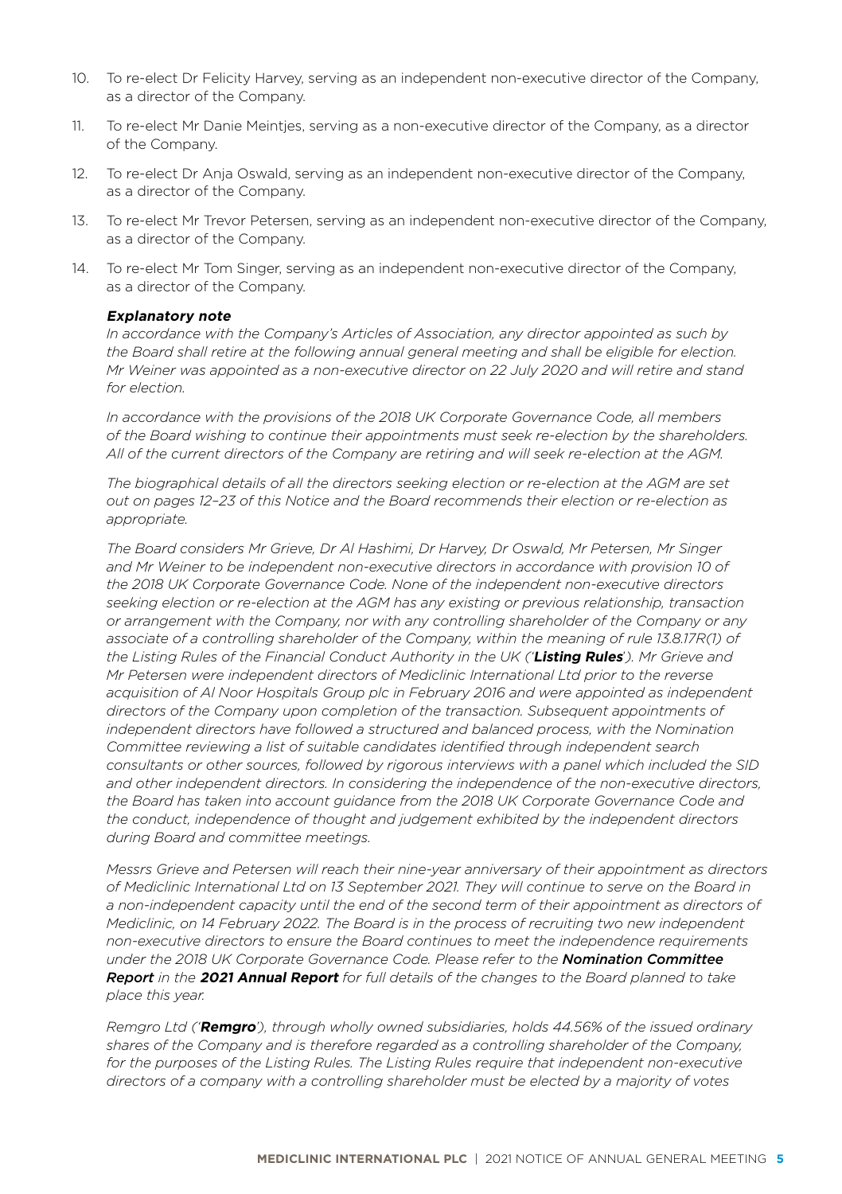10. To re-elect Dr Felicity Harvey, serving as an independent non-executive director of the Company, as a director of the Company.
11. To re-elect Mr Danie Meintjes, serving as a non-executive director of the Company, as a director of the Company.
12. To re-elect Dr Anja Oswald, serving as an independent non-executive director of the Company, as a director of the Company.
13. To re-elect Mr Trevor Petersen, serving as an independent non-executive director of the Company, as a director of the Company.
14. To re-elect Mr Tom Singer, serving as an independent non-executive director of the Company, as a director of the Company.

***Explanatory note***

*In accordance with the Company's Articles of Association, any director appointed as such by the Board shall retire at the following annual general meeting and shall be eligible for election. Mr Weiner was appointed as a non-executive director on 22 July 2020 and will retire and stand for election.*

*In accordance with the provisions of the 2018 UK Corporate Governance Code, all members of the Board wishing to continue their appointments must seek re-election by the shareholders. All of the current directors of the Company are retiring and will seek re-election at the AGM.*

*The biographical details of all the directors seeking election or re-election at the AGM are set out on pages 12–23 of this Notice and the Board recommends their election or re-election as appropriate.*

*The Board considers Mr Grieve, Dr Al Hashimi, Dr Harvey, Dr Oswald, Mr Petersen, Mr Singer and Mr Weiner to be independent non-executive directors in accordance with provision 10 of the 2018 UK Corporate Governance Code. None of the independent non-executive directors seeking election or re-election at the AGM has any existing or previous relationship, transaction or arrangement with the Company, nor with any controlling shareholder of the Company or any associate of a controlling shareholder of the Company, within the meaning of rule 13.8.17R(1) of the Listing Rules of the Financial Conduct Authority in the UK ('**Listing Rules**'). Mr Grieve and Mr Petersen were independent directors of Mediclinic International Ltd prior to the reverse acquisition of Al Noor Hospitals Group plc in February 2016 and were appointed as independent directors of the Company upon completion of the transaction. Subsequent appointments of independent directors have followed a structured and balanced process, with the Nomination Committee reviewing a list of suitable candidates identified through independent search consultants or other sources, followed by rigorous interviews with a panel which included the SID and other independent directors. In considering the independence of the non-executive directors, the Board has taken into account guidance from the 2018 UK Corporate Governance Code and the conduct, independence of thought and judgement exhibited by the independent directors during Board and committee meetings.*

*Messrs Grieve and Petersen will reach their nine-year anniversary of their appointment as directors of Mediclinic International Ltd on 13 September 2021. They will continue to serve on the Board in a non-independent capacity until the end of the second term of their appointment as directors of Mediclinic, on 14 February 2022. The Board is in the process of recruiting two new independent non-executive directors to ensure the Board continues to meet the independence requirements under the 2018 UK Corporate Governance Code. Please refer to the **Nomination Committee Report** in the **2021 Annual Report** for full details of the changes to the Board planned to take place this year.*

*Remgro Ltd ('**Remgro**'), through wholly owned subsidiaries, holds 44.56% of the issued ordinary shares of the Company and is therefore regarded as a controlling shareholder of the Company, for the purposes of the Listing Rules. The Listing Rules require that independent non-executive directors of a company with a controlling shareholder must be elected by a majority of votes*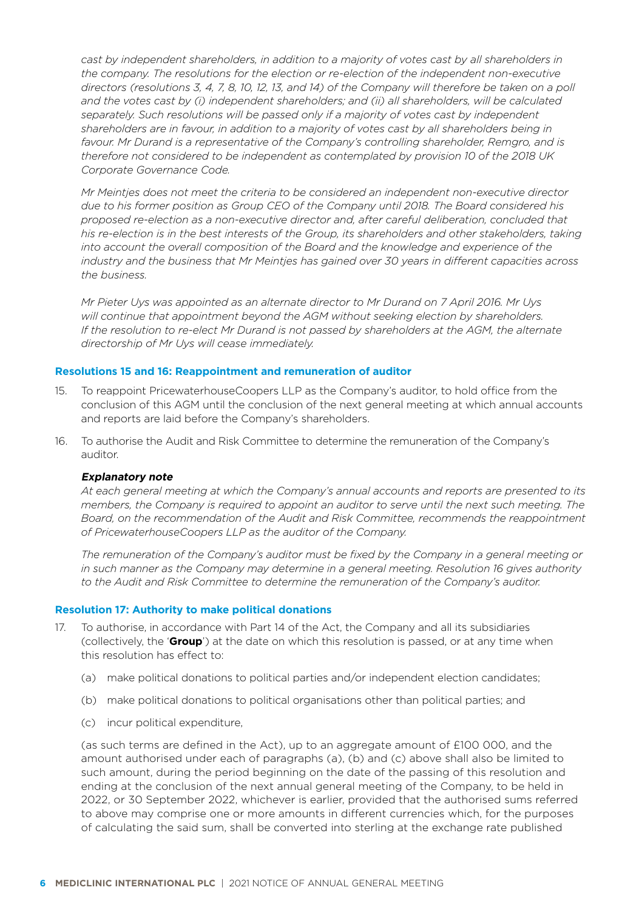*cast by independent shareholders, in addition to a majority of votes cast by all shareholders in the company. The resolutions for the election or re-election of the independent non-executive directors (resolutions 3, 4, 7, 8, 10, 12, 13, and 14) of the Company will therefore be taken on a poll and the votes cast by (i) independent shareholders; and (ii) all shareholders, will be calculated separately. Such resolutions will be passed only if a majority of votes cast by independent shareholders are in favour, in addition to a majority of votes cast by all shareholders being in favour. Mr Durand is a representative of the Company's controlling shareholder, Remgro, and is therefore not considered to be independent as contemplated by provision 10 of the 2018 UK Corporate Governance Code.*

*Mr Meintjes does not meet the criteria to be considered an independent non-executive director due to his former position as Group CEO of the Company until 2018. The Board considered his proposed re-election as a non-executive director and, after careful deliberation, concluded that his re-election is in the best interests of the Group, its shareholders and other stakeholders, taking into account the overall composition of the Board and the knowledge and experience of the industry and the business that Mr Meintjes has gained over 30 years in different capacities across the business.*

*Mr Pieter Uys was appointed as an alternate director to Mr Durand on 7 April 2016. Mr Uys will continue that appointment beyond the AGM without seeking election by shareholders. If the resolution to re-elect Mr Durand is not passed by shareholders at the AGM, the alternate directorship of Mr Uys will cease immediately.*

### Resolutions 15 and 16: Reappointment and remuneration of auditor

15. To reappoint PricewaterhouseCoopers LLP as the Company's auditor, to hold office from the conclusion of this AGM until the conclusion of the next general meeting at which annual accounts and reports are laid before the Company's shareholders.

16. To authorise the Audit and Risk Committee to determine the remuneration of the Company's auditor.

***Explanatory note***

*At each general meeting at which the Company's annual accounts and reports are presented to its members, the Company is required to appoint an auditor to serve until the next such meeting. The Board, on the recommendation of the Audit and Risk Committee, recommends the reappointment of PricewaterhouseCoopers LLP as the auditor of the Company.*

*The remuneration of the Company's auditor must be fixed by the Company in a general meeting or in such manner as the Company may determine in a general meeting. Resolution 16 gives authority to the Audit and Risk Committee to determine the remuneration of the Company's auditor.*

### Resolution 17: Authority to make political donations

17. To authorise, in accordance with Part 14 of the Act, the Company and all its subsidiaries (collectively, the '**Group**') at the date on which this resolution is passed, or at any time when this resolution has effect to:

    (a) make political donations to political parties and/or independent election candidates;

    (b) make political donations to political organisations other than political parties; and

    (c) incur political expenditure,

    (as such terms are defined in the Act), up to an aggregate amount of £100 000, and the amount authorised under each of paragraphs (a), (b) and (c) above shall also be limited to such amount, during the period beginning on the date of the passing of this resolution and ending at the conclusion of the next annual general meeting of the Company, to be held in 2022, or 30 September 2022, whichever is earlier, provided that the authorised sums referred to above may comprise one or more amounts in different currencies which, for the purposes of calculating the said sum, shall be converted into sterling at the exchange rate published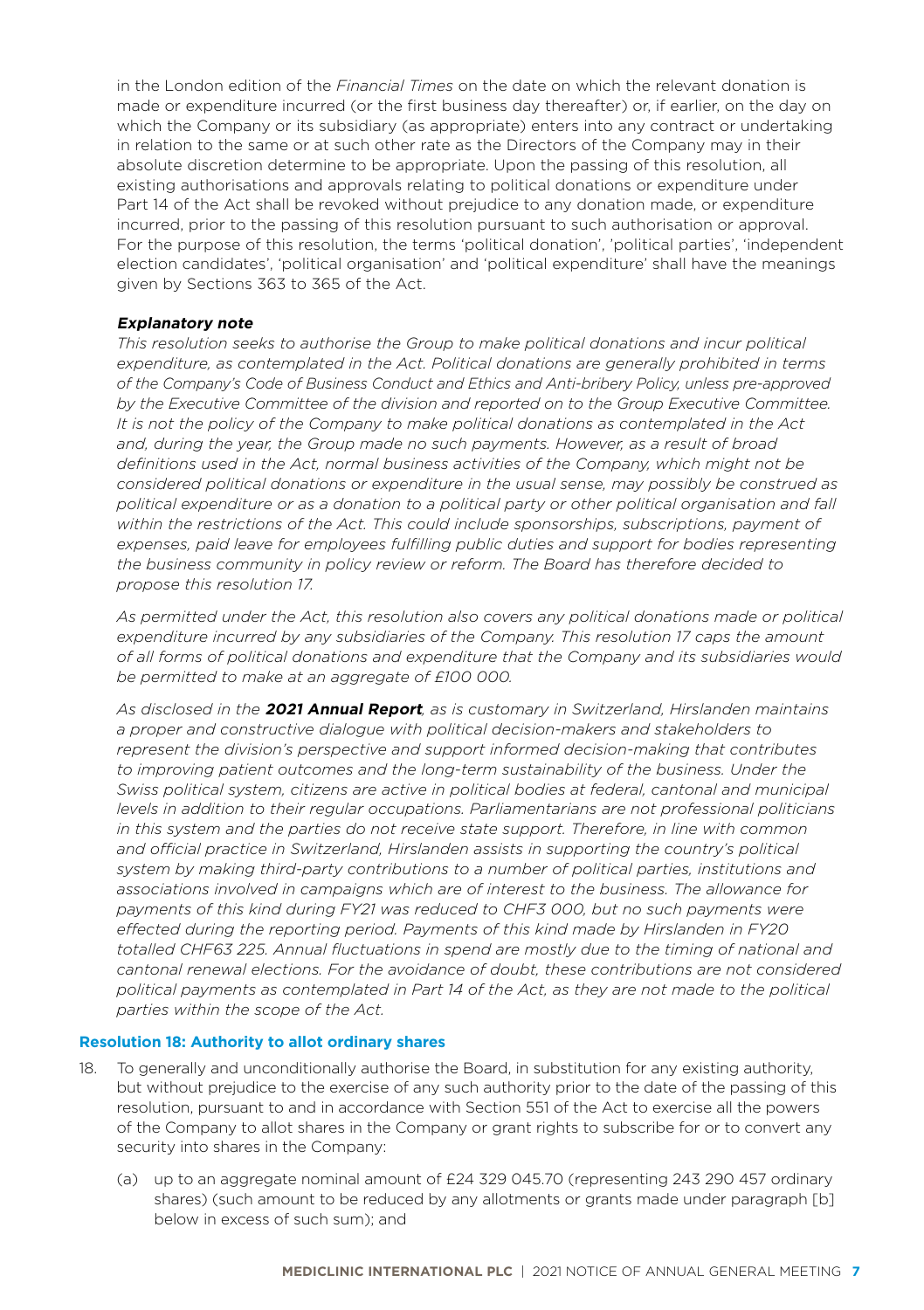in the London edition of the *Financial Times* on the date on which the relevant donation is made or expenditure incurred (or the first business day thereafter) or, if earlier, on the day on which the Company or its subsidiary (as appropriate) enters into any contract or undertaking in relation to the same or at such other rate as the Directors of the Company may in their absolute discretion determine to be appropriate. Upon the passing of this resolution, all existing authorisations and approvals relating to political donations or expenditure under Part 14 of the Act shall be revoked without prejudice to any donation made, or expenditure incurred, prior to the passing of this resolution pursuant to such authorisation or approval. For the purpose of this resolution, the terms 'political donation', 'political parties', 'independent election candidates', 'political organisation' and 'political expenditure' shall have the meanings given by Sections 363 to 365 of the Act.

***Explanatory note***

*This resolution seeks to authorise the Group to make political donations and incur political expenditure, as contemplated in the Act. Political donations are generally prohibited in terms of the Company's Code of Business Conduct and Ethics and Anti-bribery Policy, unless pre-approved by the Executive Committee of the division and reported on to the Group Executive Committee. It is not the policy of the Company to make political donations as contemplated in the Act and, during the year, the Group made no such payments. However, as a result of broad definitions used in the Act, normal business activities of the Company, which might not be considered political donations or expenditure in the usual sense, may possibly be construed as political expenditure or as a donation to a political party or other political organisation and fall within the restrictions of the Act. This could include sponsorships, subscriptions, payment of expenses, paid leave for employees fulfilling public duties and support for bodies representing the business community in policy review or reform. The Board has therefore decided to propose this resolution 17.*

*As permitted under the Act, this resolution also covers any political donations made or political expenditure incurred by any subsidiaries of the Company. This resolution 17 caps the amount of all forms of political donations and expenditure that the Company and its subsidiaries would be permitted to make at an aggregate of £100 000.*

*As disclosed in the* ***2021 Annual Report****, as is customary in Switzerland, Hirslanden maintains a proper and constructive dialogue with political decision-makers and stakeholders to represent the division's perspective and support informed decision-making that contributes to improving patient outcomes and the long-term sustainability of the business. Under the Swiss political system, citizens are active in political bodies at federal, cantonal and municipal levels in addition to their regular occupations. Parliamentarians are not professional politicians in this system and the parties do not receive state support. Therefore, in line with common and official practice in Switzerland, Hirslanden assists in supporting the country's political system by making third-party contributions to a number of political parties, institutions and associations involved in campaigns which are of interest to the business. The allowance for payments of this kind during FY21 was reduced to CHF3 000, but no such payments were effected during the reporting period. Payments of this kind made by Hirslanden in FY20 totalled CHF63 225. Annual fluctuations in spend are mostly due to the timing of national and cantonal renewal elections. For the avoidance of doubt, these contributions are not considered political payments as contemplated in Part 14 of the Act, as they are not made to the political parties within the scope of the Act.*

**Resolution 18: Authority to allot ordinary shares**

18. To generally and unconditionally authorise the Board, in substitution for any existing authority, but without prejudice to the exercise of any such authority prior to the date of the passing of this resolution, pursuant to and in accordance with Section 551 of the Act to exercise all the powers of the Company to allot shares in the Company or grant rights to subscribe for or to convert any security into shares in the Company:

    (a) up to an aggregate nominal amount of £24 329 045.70 (representing 243 290 457 ordinary shares) (such amount to be reduced by any allotments or grants made under paragraph [b] below in excess of such sum); and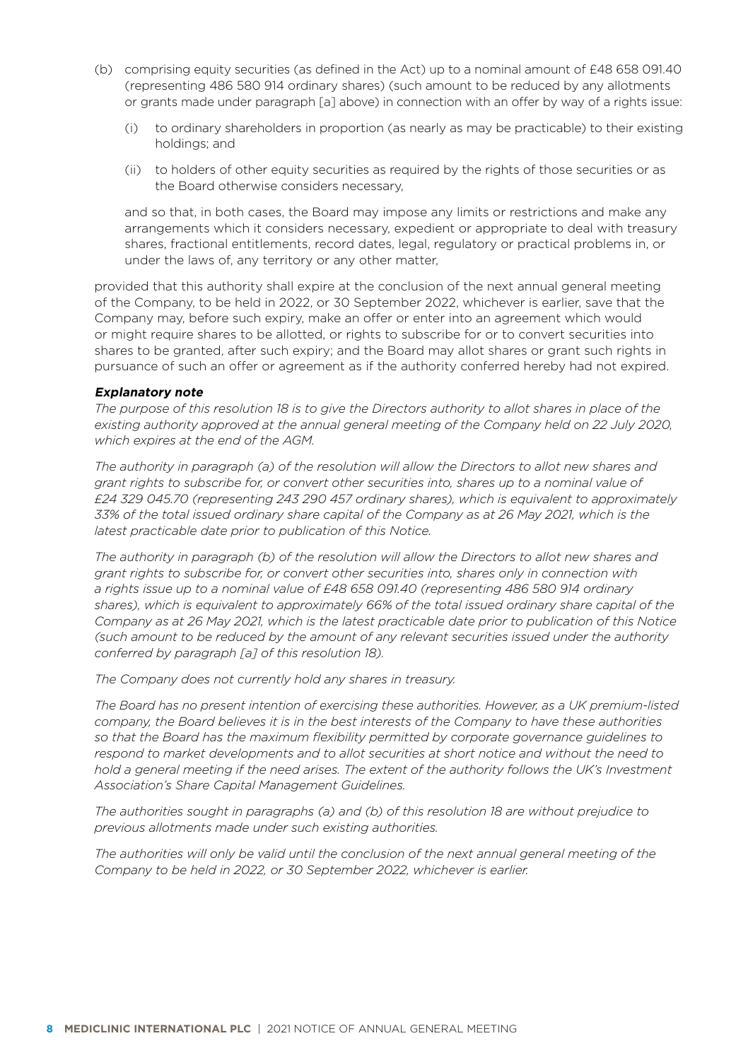(b) comprising equity securities (as defined in the Act) up to a nominal amount of £48 658 091.40 (representing 486 580 914 ordinary shares) (such amount to be reduced by any allotments or grants made under paragraph [a] above) in connection with an offer by way of a rights issue:

   (i) to ordinary shareholders in proportion (as nearly as may be practicable) to their existing holdings; and

   (ii) to holders of other equity securities as required by the rights of those securities or as the Board otherwise considers necessary,

   and so that, in both cases, the Board may impose any limits or restrictions and make any arrangements which it considers necessary, expedient or appropriate to deal with treasury shares, fractional entitlements, record dates, legal, regulatory or practical problems in, or under the laws of, any territory or any other matter,

provided that this authority shall expire at the conclusion of the next annual general meeting of the Company, to be held in 2022, or 30 September 2022, whichever is earlier, save that the Company may, before such expiry, make an offer or enter into an agreement which would or might require shares to be allotted, or rights to subscribe for or to convert securities into shares to be granted, after such expiry; and the Board may allot shares or grant such rights in pursuance of such an offer or agreement as if the authority conferred hereby had not expired.

***Explanatory note***

*The purpose of this resolution 18 is to give the Directors authority to allot shares in place of the existing authority approved at the annual general meeting of the Company held on 22 July 2020, which expires at the end of the AGM.*

*The authority in paragraph (a) of the resolution will allow the Directors to allot new shares and grant rights to subscribe for, or convert other securities into, shares up to a nominal value of £24 329 045.70 (representing 243 290 457 ordinary shares), which is equivalent to approximately 33% of the total issued ordinary share capital of the Company as at 26 May 2021, which is the latest practicable date prior to publication of this Notice.*

*The authority in paragraph (b) of the resolution will allow the Directors to allot new shares and grant rights to subscribe for, or convert other securities into, shares only in connection with a rights issue up to a nominal value of £48 658 091.40 (representing 486 580 914 ordinary shares), which is equivalent to approximately 66% of the total issued ordinary share capital of the Company as at 26 May 2021, which is the latest practicable date prior to publication of this Notice (such amount to be reduced by the amount of any relevant securities issued under the authority conferred by paragraph [a] of this resolution 18).*

*The Company does not currently hold any shares in treasury.*

*The Board has no present intention of exercising these authorities. However, as a UK premium-listed company, the Board believes it is in the best interests of the Company to have these authorities so that the Board has the maximum flexibility permitted by corporate governance guidelines to respond to market developments and to allot securities at short notice and without the need to hold a general meeting if the need arises. The extent of the authority follows the UK's Investment Association's Share Capital Management Guidelines.*

*The authorities sought in paragraphs (a) and (b) of this resolution 18 are without prejudice to previous allotments made under such existing authorities.*

*The authorities will only be valid until the conclusion of the next annual general meeting of the Company to be held in 2022, or 30 September 2022, whichever is earlier.*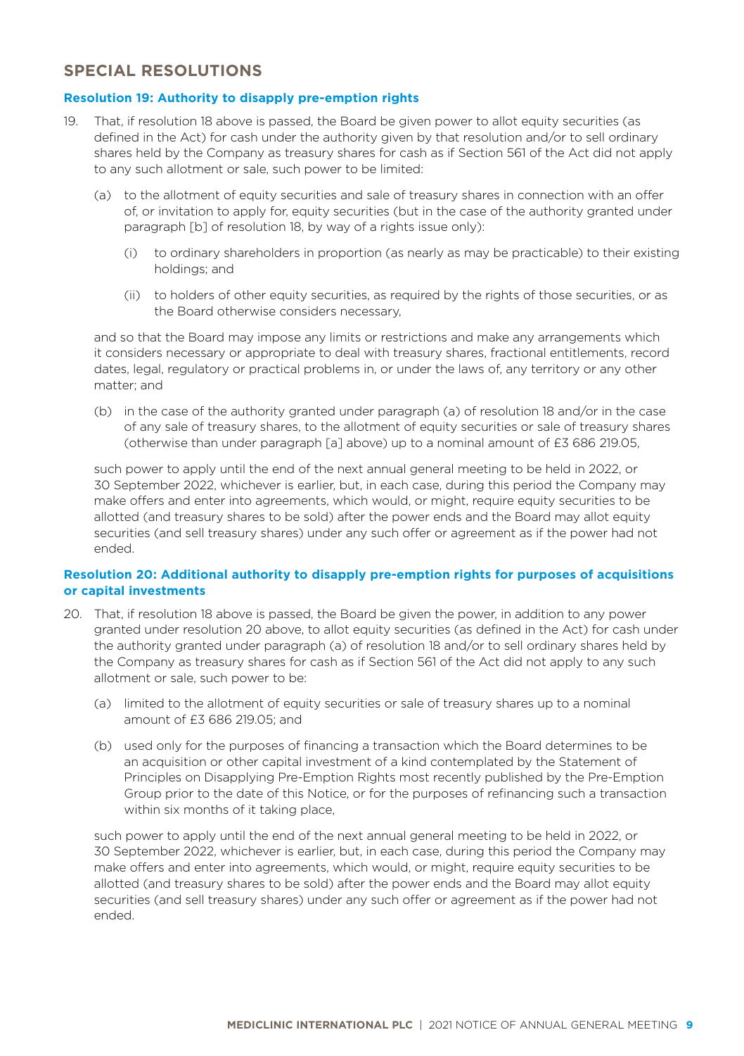## SPECIAL RESOLUTIONS

### Resolution 19: Authority to disapply pre-emption rights

19. That, if resolution 18 above is passed, the Board be given power to allot equity securities (as defined in the Act) for cash under the authority given by that resolution and/or to sell ordinary shares held by the Company as treasury shares for cash as if Section 561 of the Act did not apply to any such allotment or sale, such power to be limited:

    (a) to the allotment of equity securities and sale of treasury shares in connection with an offer of, or invitation to apply for, equity securities (but in the case of the authority granted under paragraph [b] of resolution 18, by way of a rights issue only):

    (i) to ordinary shareholders in proportion (as nearly as may be practicable) to their existing holdings; and

    (ii) to holders of other equity securities, as required by the rights of those securities, or as the Board otherwise considers necessary,

    and so that the Board may impose any limits or restrictions and make any arrangements which it considers necessary or appropriate to deal with treasury shares, fractional entitlements, record dates, legal, regulatory or practical problems in, or under the laws of, any territory or any other matter; and

    (b) in the case of the authority granted under paragraph (a) of resolution 18 and/or in the case of any sale of treasury shares, to the allotment of equity securities or sale of treasury shares (otherwise than under paragraph [a] above) up to a nominal amount of £3 686 219.05,

    such power to apply until the end of the next annual general meeting to be held in 2022, or 30 September 2022, whichever is earlier, but, in each case, during this period the Company may make offers and enter into agreements, which would, or might, require equity securities to be allotted (and treasury shares to be sold) after the power ends and the Board may allot equity securities (and sell treasury shares) under any such offer or agreement as if the power had not ended.

### Resolution 20: Additional authority to disapply pre-emption rights for purposes of acquisitions or capital investments

20. That, if resolution 18 above is passed, the Board be given the power, in addition to any power granted under resolution 20 above, to allot equity securities (as defined in the Act) for cash under the authority granted under paragraph (a) of resolution 18 and/or to sell ordinary shares held by the Company as treasury shares for cash as if Section 561 of the Act did not apply to any such allotment or sale, such power to be:

    (a) limited to the allotment of equity securities or sale of treasury shares up to a nominal amount of £3 686 219.05; and

    (b) used only for the purposes of financing a transaction which the Board determines to be an acquisition or other capital investment of a kind contemplated by the Statement of Principles on Disapplying Pre-Emption Rights most recently published by the Pre-Emption Group prior to the date of this Notice, or for the purposes of refinancing such a transaction within six months of it taking place,

    such power to apply until the end of the next annual general meeting to be held in 2022, or 30 September 2022, whichever is earlier, but, in each case, during this period the Company may make offers and enter into agreements, which would, or might, require equity securities to be allotted (and treasury shares to be sold) after the power ends and the Board may allot equity securities (and sell treasury shares) under any such offer or agreement as if the power had not ended.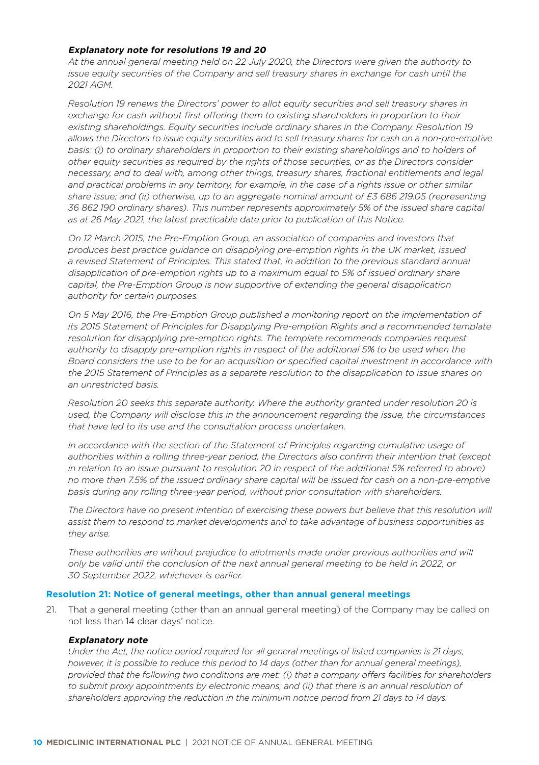### *Explanatory note for resolutions 19 and 20*

*At the annual general meeting held on 22 July 2020, the Directors were given the authority to issue equity securities of the Company and sell treasury shares in exchange for cash until the 2021 AGM.*

*Resolution 19 renews the Directors' power to allot equity securities and sell treasury shares in exchange for cash without first offering them to existing shareholders in proportion to their existing shareholdings. Equity securities include ordinary shares in the Company. Resolution 19 allows the Directors to issue equity securities and to sell treasury shares for cash on a non-pre-emptive basis: (i) to ordinary shareholders in proportion to their existing shareholdings and to holders of other equity securities as required by the rights of those securities, or as the Directors consider necessary, and to deal with, among other things, treasury shares, fractional entitlements and legal and practical problems in any territory, for example, in the case of a rights issue or other similar share issue; and (ii) otherwise, up to an aggregate nominal amount of £3 686 219.05 (representing 36 862 190 ordinary shares). This number represents approximately 5% of the issued share capital as at 26 May 2021, the latest practicable date prior to publication of this Notice.*

*On 12 March 2015, the Pre-Emption Group, an association of companies and investors that produces best practice guidance on disapplying pre-emption rights in the UK market, issued a revised Statement of Principles. This stated that, in addition to the previous standard annual disapplication of pre-emption rights up to a maximum equal to 5% of issued ordinary share capital, the Pre-Emption Group is now supportive of extending the general disapplication authority for certain purposes.*

*On 5 May 2016, the Pre-Emption Group published a monitoring report on the implementation of its 2015 Statement of Principles for Disapplying Pre-emption Rights and a recommended template resolution for disapplying pre-emption rights. The template recommends companies request authority to disapply pre-emption rights in respect of the additional 5% to be used when the Board considers the use to be for an acquisition or specified capital investment in accordance with the 2015 Statement of Principles as a separate resolution to the disapplication to issue shares on an unrestricted basis.*

*Resolution 20 seeks this separate authority. Where the authority granted under resolution 20 is used, the Company will disclose this in the announcement regarding the issue, the circumstances that have led to its use and the consultation process undertaken.*

*In accordance with the section of the Statement of Principles regarding cumulative usage of authorities within a rolling three-year period, the Directors also confirm their intention that (except in relation to an issue pursuant to resolution 20 in respect of the additional 5% referred to above) no more than 7.5% of the issued ordinary share capital will be issued for cash on a non-pre-emptive basis during any rolling three-year period, without prior consultation with shareholders.*

*The Directors have no present intention of exercising these powers but believe that this resolution will assist them to respond to market developments and to take advantage of business opportunities as they arise.*

*These authorities are without prejudice to allotments made under previous authorities and will only be valid until the conclusion of the next annual general meeting to be held in 2022, or 30 September 2022, whichever is earlier.*

## Resolution 21: Notice of general meetings, other than annual general meetings

21. That a general meeting (other than an annual general meeting) of the Company may be called on not less than 14 clear days' notice.

### *Explanatory note*

*Under the Act, the notice period required for all general meetings of listed companies is 21 days, however, it is possible to reduce this period to 14 days (other than for annual general meetings), provided that the following two conditions are met: (i) that a company offers facilities for shareholders to submit proxy appointments by electronic means; and (ii) that there is an annual resolution of shareholders approving the reduction in the minimum notice period from 21 days to 14 days.*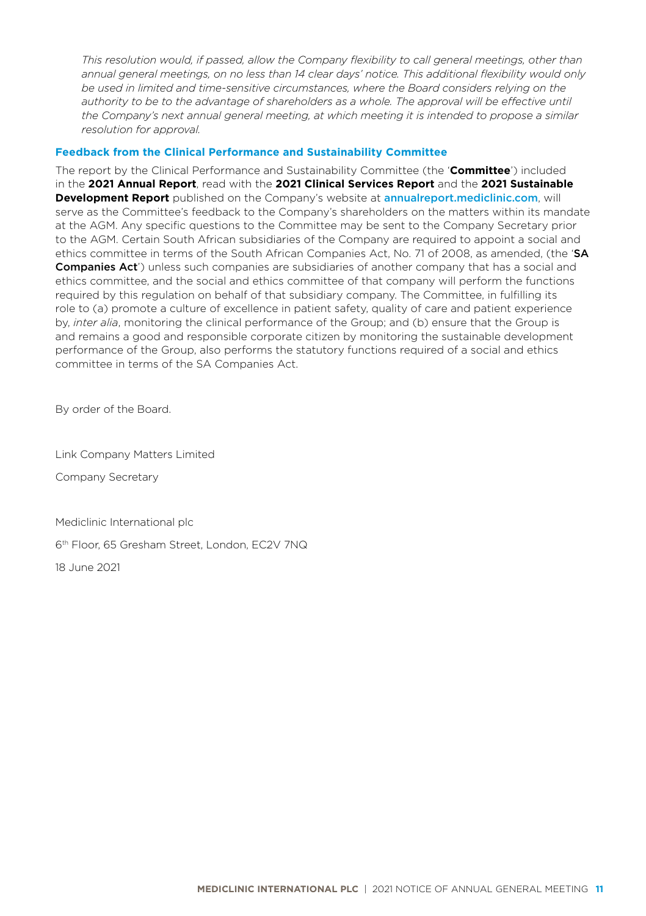*This resolution would, if passed, allow the Company flexibility to call general meetings, other than annual general meetings, on no less than 14 clear days' notice. This additional flexibility would only be used in limited and time-sensitive circumstances, where the Board considers relying on the authority to be to the advantage of shareholders as a whole. The approval will be effective until the Company's next annual general meeting, at which meeting it is intended to propose a similar resolution for approval.*

## Feedback from the Clinical Performance and Sustainability Committee

The report by the Clinical Performance and Sustainability Committee (the '**Committee**') included in the **2021 Annual Report**, read with the **2021 Clinical Services Report** and the **2021 Sustainable Development Report** published on the Company's website at annualreport.mediclinic.com, will serve as the Committee's feedback to the Company's shareholders on the matters within its mandate at the AGM. Any specific questions to the Committee may be sent to the Company Secretary prior to the AGM. Certain South African subsidiaries of the Company are required to appoint a social and ethics committee in terms of the South African Companies Act, No. 71 of 2008, as amended, (the '**SA Companies Act**') unless such companies are subsidiaries of another company that has a social and ethics committee, and the social and ethics committee of that company will perform the functions required by this regulation on behalf of that subsidiary company. The Committee, in fulfilling its role to (a) promote a culture of excellence in patient safety, quality of care and patient experience by, *inter alia*, monitoring the clinical performance of the Group; and (b) ensure that the Group is and remains a good and responsible corporate citizen by monitoring the sustainable development performance of the Group, also performs the statutory functions required of a social and ethics committee in terms of the SA Companies Act.

By order of the Board.

Link Company Matters Limited

Company Secretary

Mediclinic International plc

6th Floor, 65 Gresham Street, London, EC2V 7NQ

18 June 2021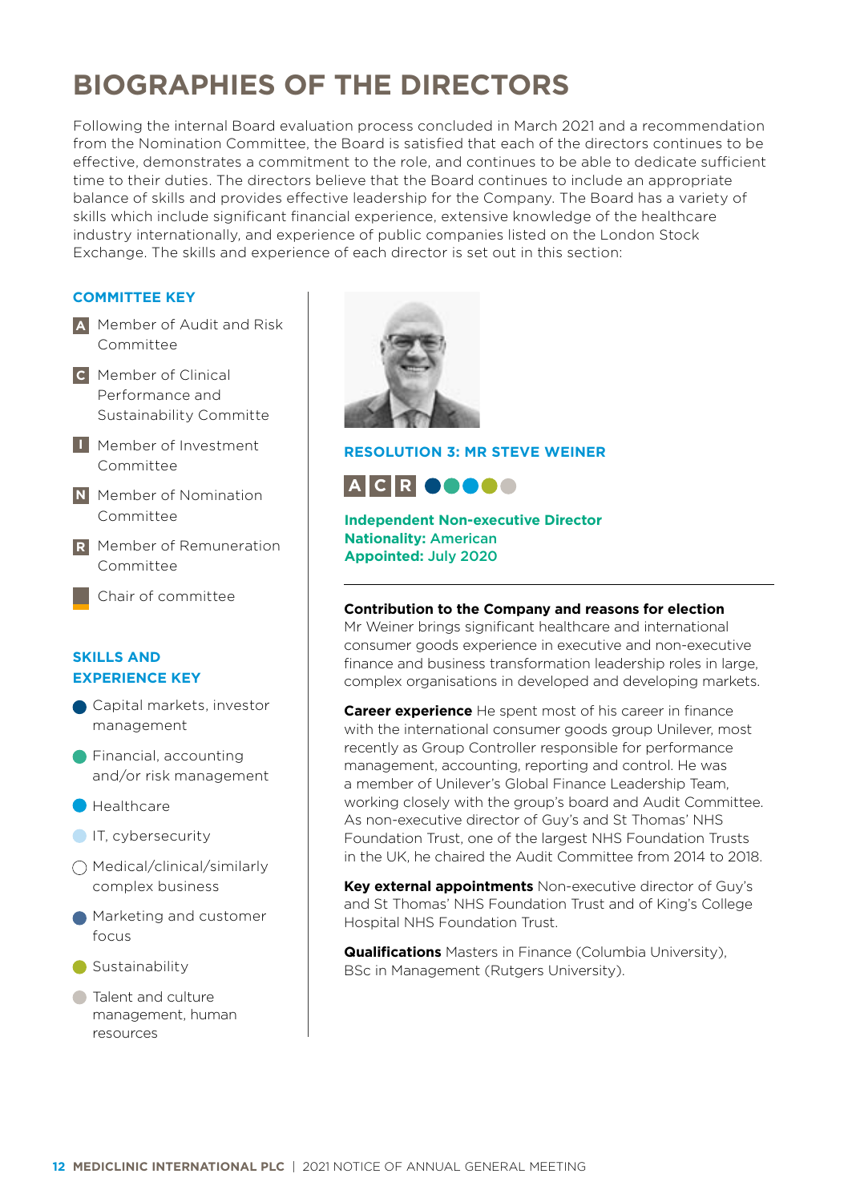# BIOGRAPHIES OF THE DIRECTORS

Following the internal Board evaluation process concluded in March 2021 and a recommendation from the Nomination Committee, the Board is satisfied that each of the directors continues to be effective, demonstrates a commitment to the role, and continues to be able to dedicate sufficient time to their duties. The directors believe that the Board continues to include an appropriate balance of skills and provides effective leadership for the Company. The Board has a variety of skills which include significant financial experience, extensive knowledge of the healthcare industry internationally, and experience of public companies listed on the London Stock Exchange. The skills and experience of each director is set out in this section:

### COMMITTEE KEY

- **A** Member of Audit and Risk Committee
- **C** Member of Clinical Performance and Sustainability Committe
- **I** Member of Investment Committee
- **N** Member of Nomination Committee
- **R** Member of Remuneration Committee
- Chair of committee

### SKILLS AND EXPERIENCE KEY

- Capital markets, investor management
- Financial, accounting and/or risk management
- Healthcare
- IT, cybersecurity
- Medical/clinical/similarly complex business
- Marketing and customer focus
- Sustainability
- Talent and culture management, human resources

## RESOLUTION 3: MR STEVE WEINER

A C R

**Independent Non-executive Director**
**Nationality:** American
**Appointed:** July 2020

**Contribution to the Company and reasons for election**
Mr Weiner brings significant healthcare and international consumer goods experience in executive and non-executive finance and business transformation leadership roles in large, complex organisations in developed and developing markets.

**Career experience** He spent most of his career in finance with the international consumer goods group Unilever, most recently as Group Controller responsible for performance management, accounting, reporting and control. He was a member of Unilever's Global Finance Leadership Team, working closely with the group's board and Audit Committee. As non-executive director of Guy's and St Thomas' NHS Foundation Trust, one of the largest NHS Foundation Trusts in the UK, he chaired the Audit Committee from 2014 to 2018.

**Key external appointments** Non-executive director of Guy's and St Thomas' NHS Foundation Trust and of King's College Hospital NHS Foundation Trust.

**Qualifications** Masters in Finance (Columbia University), BSc in Management (Rutgers University).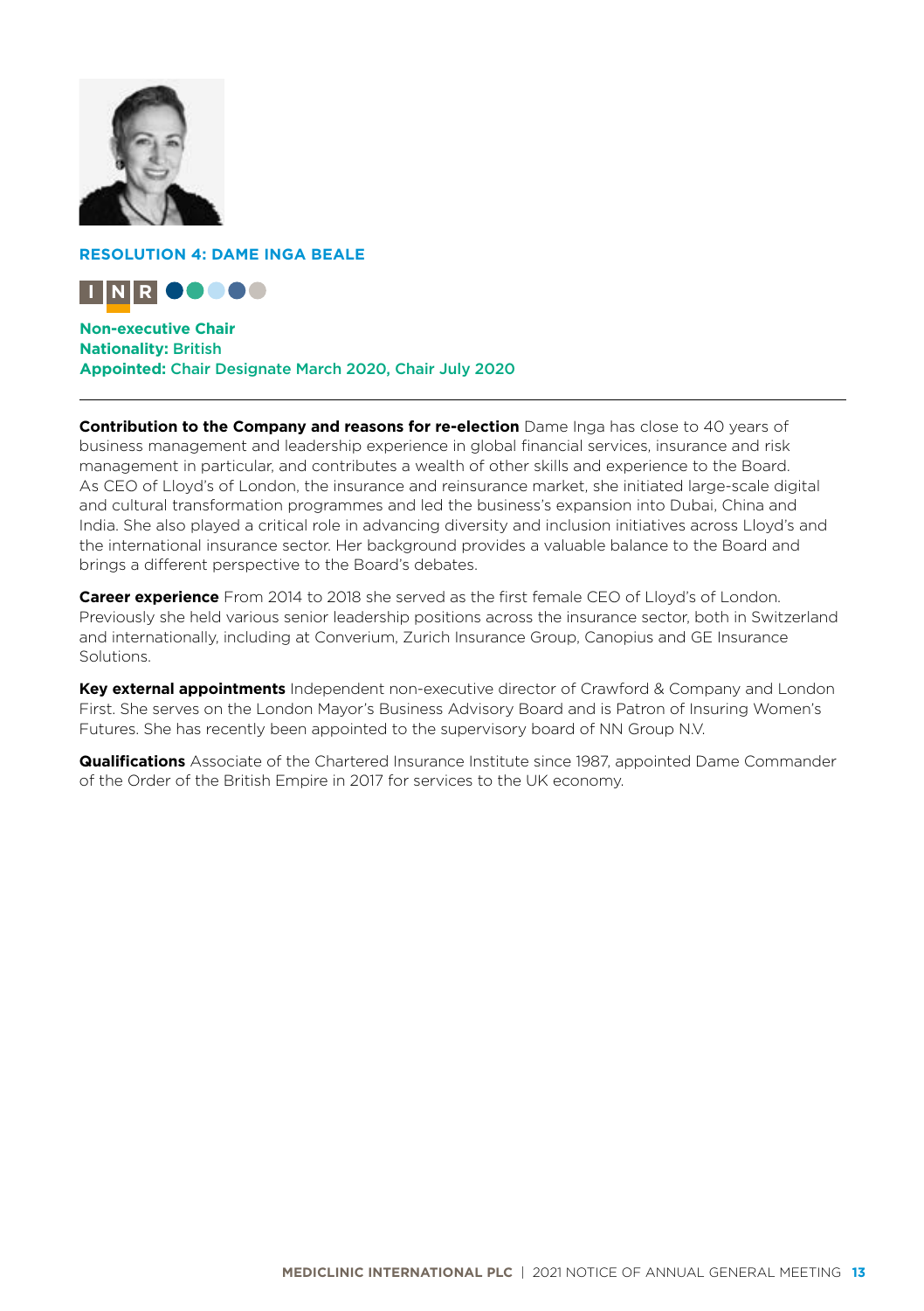### RESOLUTION 4: DAME INGA BEALE

I N R

**Non-executive Chair**
**Nationality:** British
**Appointed:** Chair Designate March 2020, Chair July 2020

---

**Contribution to the Company and reasons for re-election** Dame Inga has close to 40 years of business management and leadership experience in global financial services, insurance and risk management in particular, and contributes a wealth of other skills and experience to the Board. As CEO of Lloyd's of London, the insurance and reinsurance market, she initiated large-scale digital and cultural transformation programmes and led the business's expansion into Dubai, China and India. She also played a critical role in advancing diversity and inclusion initiatives across Lloyd's and the international insurance sector. Her background provides a valuable balance to the Board and brings a different perspective to the Board's debates.

**Career experience** From 2014 to 2018 she served as the first female CEO of Lloyd's of London. Previously she held various senior leadership positions across the insurance sector, both in Switzerland and internationally, including at Converium, Zurich Insurance Group, Canopius and GE Insurance Solutions.

**Key external appointments** Independent non-executive director of Crawford & Company and London First. She serves on the London Mayor's Business Advisory Board and is Patron of Insuring Women's Futures. She has recently been appointed to the supervisory board of NN Group N.V.

**Qualifications** Associate of the Chartered Insurance Institute since 1987, appointed Dame Commander of the Order of the British Empire in 2017 for services to the UK economy.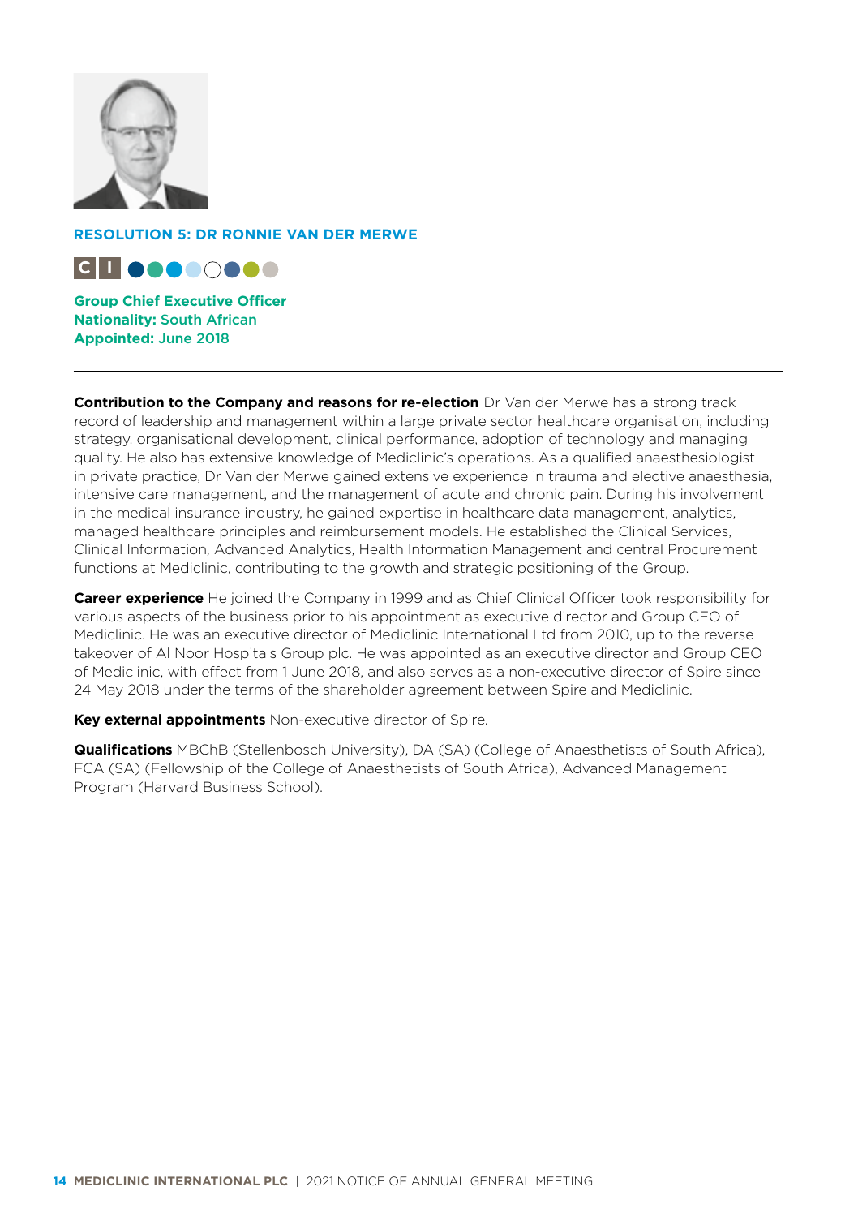## RESOLUTION 5: DR RONNIE VAN DER MERWE

C I

**Group Chief Executive Officer**
**Nationality:** South African
**Appointed:** June 2018

---

**Contribution to the Company and reasons for re-election** Dr Van der Merwe has a strong track record of leadership and management within a large private sector healthcare organisation, including strategy, organisational development, clinical performance, adoption of technology and managing quality. He also has extensive knowledge of Mediclinic's operations. As a qualified anaesthesiologist in private practice, Dr Van der Merwe gained extensive experience in trauma and elective anaesthesia, intensive care management, and the management of acute and chronic pain. During his involvement in the medical insurance industry, he gained expertise in healthcare data management, analytics, managed healthcare principles and reimbursement models. He established the Clinical Services, Clinical Information, Advanced Analytics, Health Information Management and central Procurement functions at Mediclinic, contributing to the growth and strategic positioning of the Group.

**Career experience** He joined the Company in 1999 and as Chief Clinical Officer took responsibility for various aspects of the business prior to his appointment as executive director and Group CEO of Mediclinic. He was an executive director of Mediclinic International Ltd from 2010, up to the reverse takeover of Al Noor Hospitals Group plc. He was appointed as an executive director and Group CEO of Mediclinic, with effect from 1 June 2018, and also serves as a non-executive director of Spire since 24 May 2018 under the terms of the shareholder agreement between Spire and Mediclinic.

**Key external appointments** Non-executive director of Spire.

**Qualifications** MBChB (Stellenbosch University), DA (SA) (College of Anaesthetists of South Africa), FCA (SA) (Fellowship of the College of Anaesthetists of South Africa), Advanced Management Program (Harvard Business School).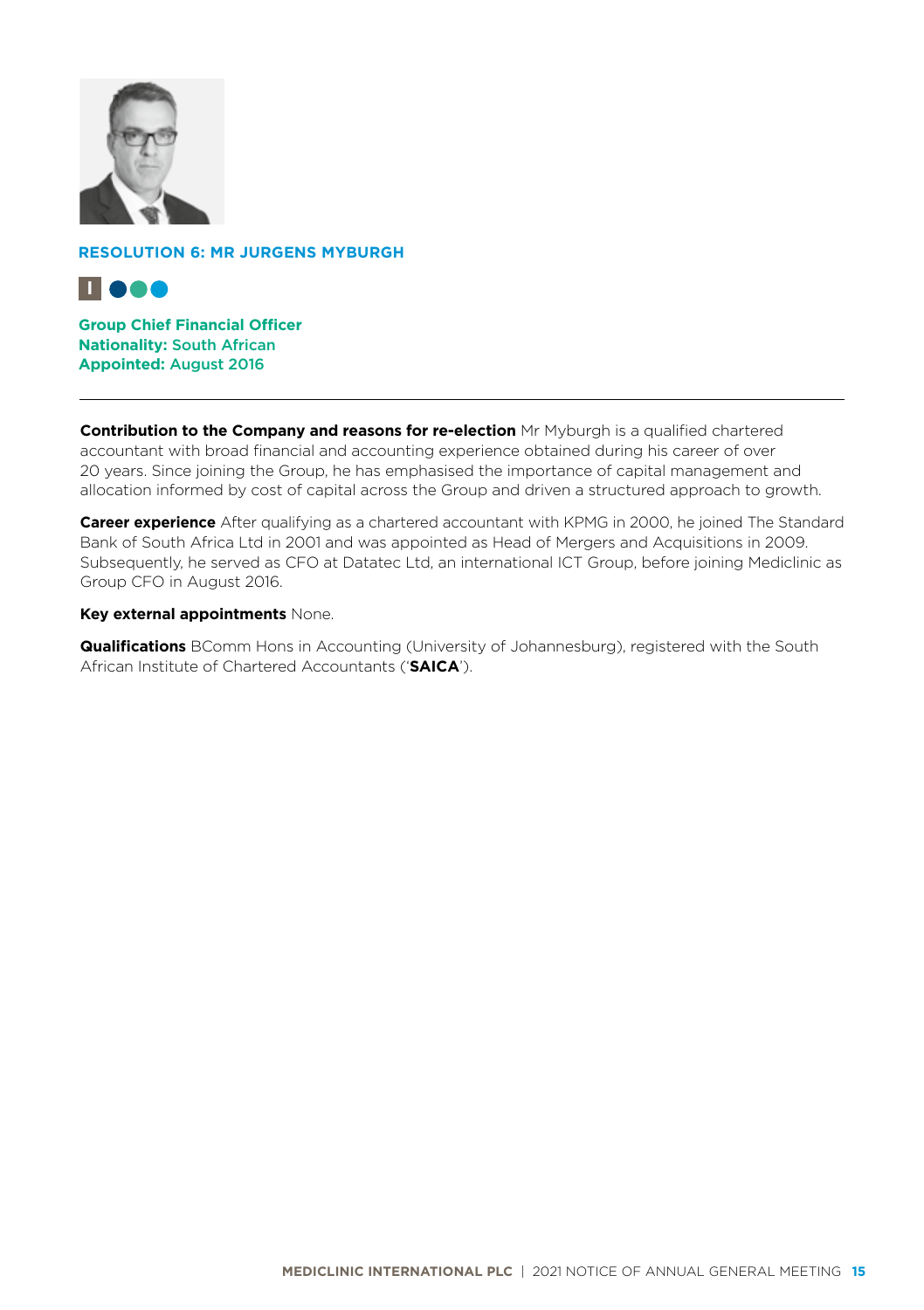## RESOLUTION 6: MR JURGENS MYBURGH

**Group Chief Financial Officer**
**Nationality:** South African
**Appointed:** August 2016

---

**Contribution to the Company and reasons for re-election** Mr Myburgh is a qualified chartered accountant with broad financial and accounting experience obtained during his career of over 20 years. Since joining the Group, he has emphasised the importance of capital management and allocation informed by cost of capital across the Group and driven a structured approach to growth.

**Career experience** After qualifying as a chartered accountant with KPMG in 2000, he joined The Standard Bank of South Africa Ltd in 2001 and was appointed as Head of Mergers and Acquisitions in 2009. Subsequently, he served as CFO at Datatec Ltd, an international ICT Group, before joining Mediclinic as Group CFO in August 2016.

**Key external appointments** None.

**Qualifications** BComm Hons in Accounting (University of Johannesburg), registered with the South African Institute of Chartered Accountants ('**SAICA**').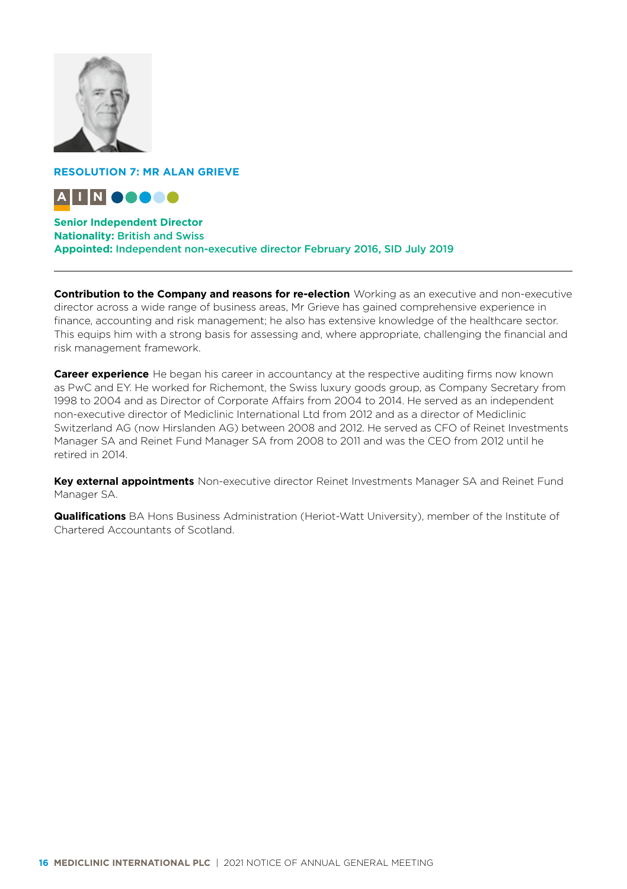## RESOLUTION 7: MR ALAN GRIEVE

A I N

**Senior Independent Director**
**Nationality:** British and Swiss
**Appointed:** Independent non-executive director February 2016, SID July 2019

---

**Contribution to the Company and reasons for re-election** Working as an executive and non-executive director across a wide range of business areas, Mr Grieve has gained comprehensive experience in finance, accounting and risk management; he also has extensive knowledge of the healthcare sector. This equips him with a strong basis for assessing and, where appropriate, challenging the financial and risk management framework.

**Career experience** He began his career in accountancy at the respective auditing firms now known as PwC and EY. He worked for Richemont, the Swiss luxury goods group, as Company Secretary from 1998 to 2004 and as Director of Corporate Affairs from 2004 to 2014. He served as an independent non-executive director of Mediclinic International Ltd from 2012 and as a director of Mediclinic Switzerland AG (now Hirslanden AG) between 2008 and 2012. He served as CFO of Reinet Investments Manager SA and Reinet Fund Manager SA from 2008 to 2011 and was the CEO from 2012 until he retired in 2014.

**Key external appointments** Non-executive director Reinet Investments Manager SA and Reinet Fund Manager SA.

**Qualifications** BA Hons Business Administration (Heriot-Watt University), member of the Institute of Chartered Accountants of Scotland.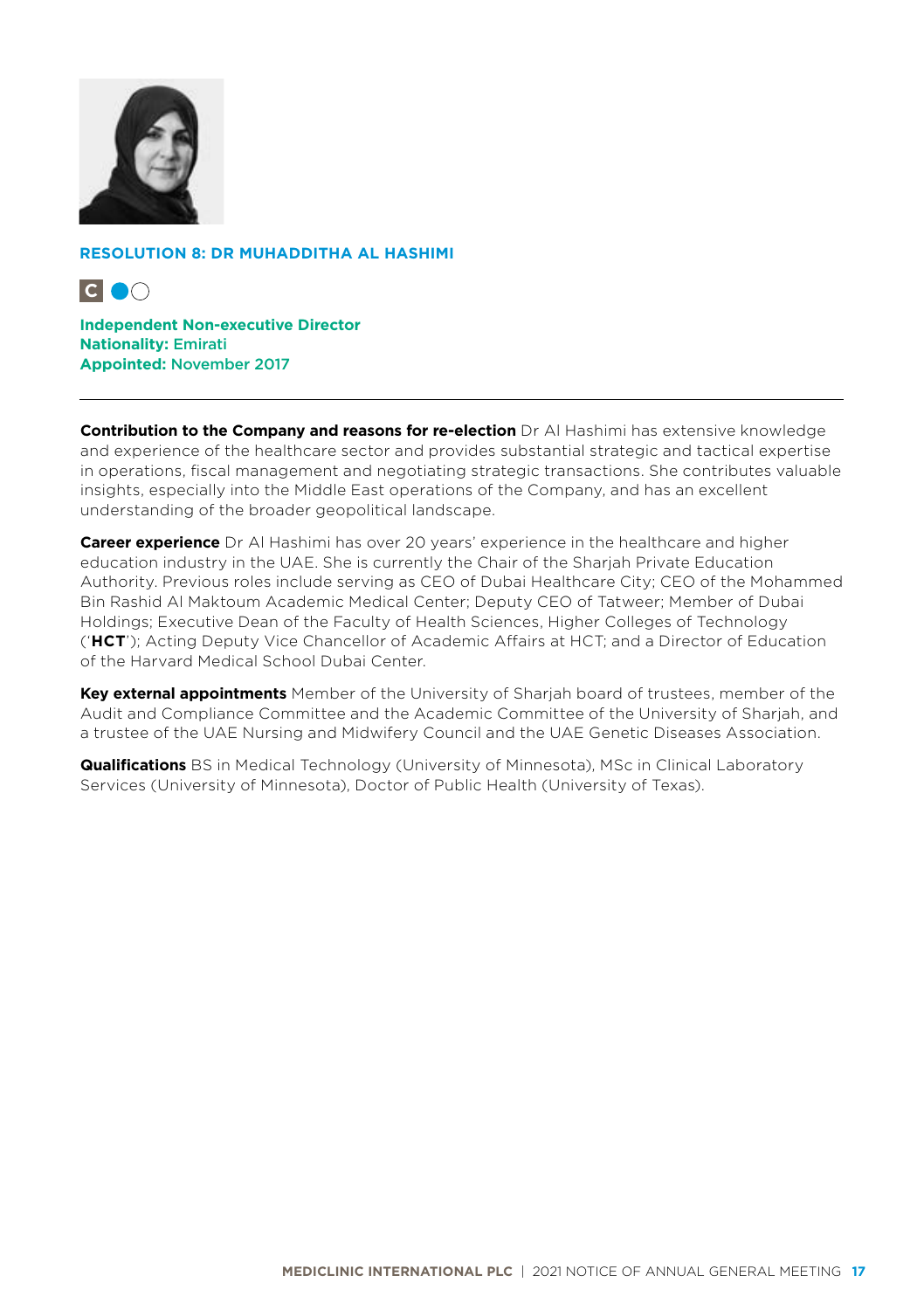## RESOLUTION 8: DR MUHADDITHA AL HASHIMI

C

**Independent Non-executive Director**
**Nationality:** Emirati
**Appointed:** November 2017

---

**Contribution to the Company and reasons for re-election** Dr Al Hashimi has extensive knowledge and experience of the healthcare sector and provides substantial strategic and tactical expertise in operations, fiscal management and negotiating strategic transactions. She contributes valuable insights, especially into the Middle East operations of the Company, and has an excellent understanding of the broader geopolitical landscape.

**Career experience** Dr Al Hashimi has over 20 years' experience in the healthcare and higher education industry in the UAE. She is currently the Chair of the Sharjah Private Education Authority. Previous roles include serving as CEO of Dubai Healthcare City; CEO of the Mohammed Bin Rashid Al Maktoum Academic Medical Center; Deputy CEO of Tatweer; Member of Dubai Holdings; Executive Dean of the Faculty of Health Sciences, Higher Colleges of Technology ('**HCT**'); Acting Deputy Vice Chancellor of Academic Affairs at HCT; and a Director of Education of the Harvard Medical School Dubai Center.

**Key external appointments** Member of the University of Sharjah board of trustees, member of the Audit and Compliance Committee and the Academic Committee of the University of Sharjah, and a trustee of the UAE Nursing and Midwifery Council and the UAE Genetic Diseases Association.

**Qualifications** BS in Medical Technology (University of Minnesota), MSc in Clinical Laboratory Services (University of Minnesota), Doctor of Public Health (University of Texas).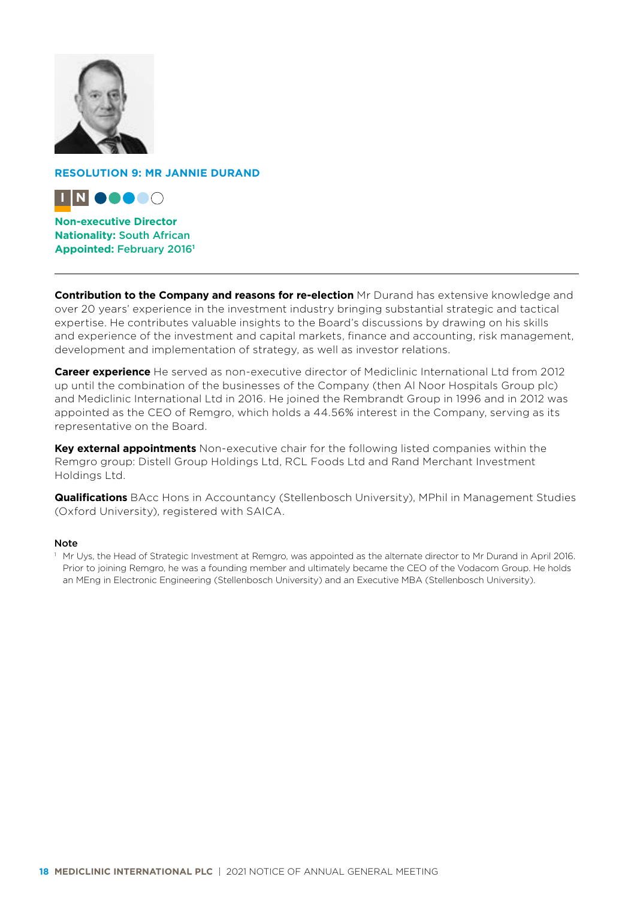## RESOLUTION 9: MR JANNIE DURAND

I N

**Non-executive Director**
**Nationality:** South African
**Appointed:** February 2016[1]

---

**Contribution to the Company and reasons for re-election** Mr Durand has extensive knowledge and over 20 years' experience in the investment industry bringing substantial strategic and tactical expertise. He contributes valuable insights to the Board's discussions by drawing on his skills and experience of the investment and capital markets, finance and accounting, risk management, development and implementation of strategy, as well as investor relations.

**Career experience** He served as non-executive director of Mediclinic International Ltd from 2012 up until the combination of the businesses of the Company (then Al Noor Hospitals Group plc) and Mediclinic International Ltd in 2016. He joined the Rembrandt Group in 1996 and in 2012 was appointed as the CEO of Remgro, which holds a 44.56% interest in the Company, serving as its representative on the Board.

**Key external appointments** Non-executive chair for the following listed companies within the Remgro group: Distell Group Holdings Ltd, RCL Foods Ltd and Rand Merchant Investment Holdings Ltd.

**Qualifications** BAcc Hons in Accountancy (Stellenbosch University), MPhil in Management Studies (Oxford University), registered with SAICA.

#### Note

[1] Mr Uys, the Head of Strategic Investment at Remgro, was appointed as the alternate director to Mr Durand in April 2016. Prior to joining Remgro, he was a founding member and ultimately became the CEO of the Vodacom Group. He holds an MEng in Electronic Engineering (Stellenbosch University) and an Executive MBA (Stellenbosch University).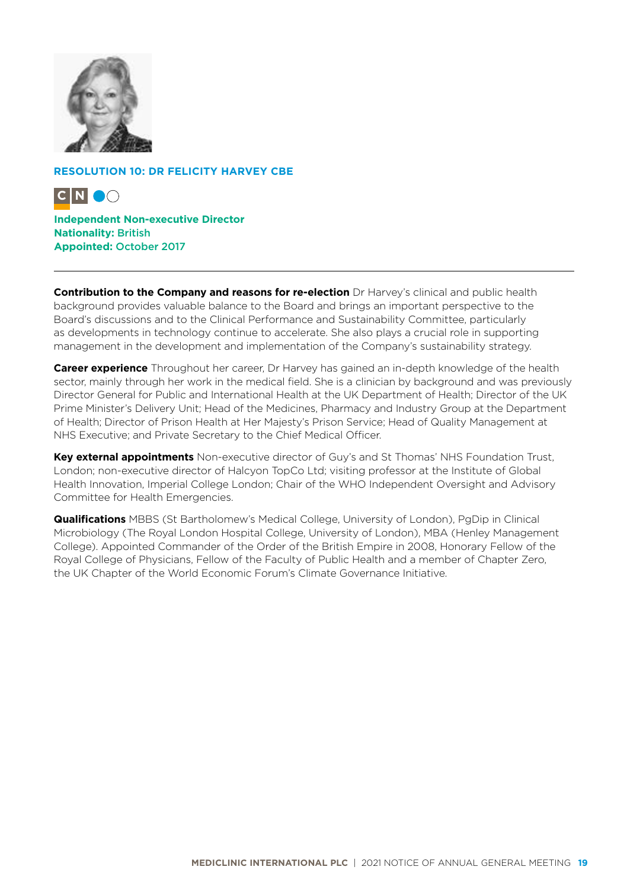## RESOLUTION 10: DR FELICITY HARVEY CBE

C N

**Independent Non-executive Director**
**Nationality:** British
**Appointed:** October 2017

---

**Contribution to the Company and reasons for re-election** Dr Harvey's clinical and public health background provides valuable balance to the Board and brings an important perspective to the Board's discussions and to the Clinical Performance and Sustainability Committee, particularly as developments in technology continue to accelerate. She also plays a crucial role in supporting management in the development and implementation of the Company's sustainability strategy.

**Career experience** Throughout her career, Dr Harvey has gained an in-depth knowledge of the health sector, mainly through her work in the medical field. She is a clinician by background and was previously Director General for Public and International Health at the UK Department of Health; Director of the UK Prime Minister's Delivery Unit; Head of the Medicines, Pharmacy and Industry Group at the Department of Health; Director of Prison Health at Her Majesty's Prison Service; Head of Quality Management at NHS Executive; and Private Secretary to the Chief Medical Officer.

**Key external appointments** Non-executive director of Guy's and St Thomas' NHS Foundation Trust, London; non-executive director of Halcyon TopCo Ltd; visiting professor at the Institute of Global Health Innovation, Imperial College London; Chair of the WHO Independent Oversight and Advisory Committee for Health Emergencies.

**Qualifications** MBBS (St Bartholomew's Medical College, University of London), PgDip in Clinical Microbiology (The Royal London Hospital College, University of London), MBA (Henley Management College). Appointed Commander of the Order of the British Empire in 2008, Honorary Fellow of the Royal College of Physicians, Fellow of the Faculty of Public Health and a member of Chapter Zero, the UK Chapter of the World Economic Forum's Climate Governance Initiative.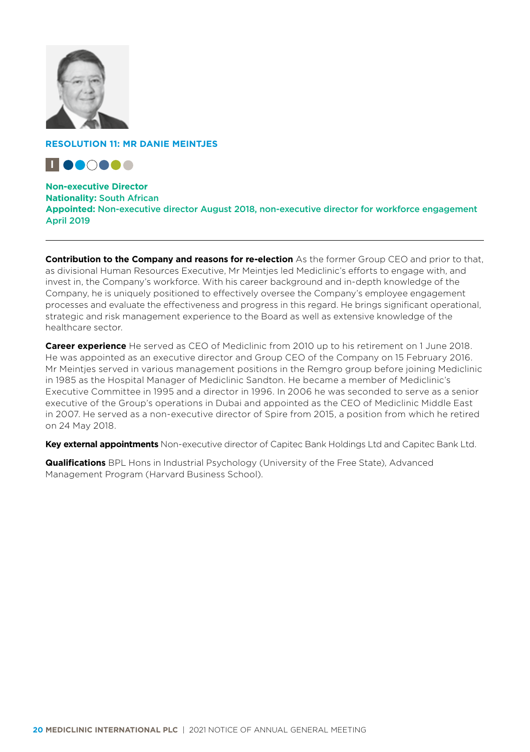## RESOLUTION 11: MR DANIE MEINTJES

I

**Non-executive Director**
**Nationality:** South African
**Appointed:** Non-executive director August 2018, non-executive director for workforce engagement April 2019

---

**Contribution to the Company and reasons for re-election** As the former Group CEO and prior to that, as divisional Human Resources Executive, Mr Meintjes led Mediclinic's efforts to engage with, and invest in, the Company's workforce. With his career background and in-depth knowledge of the Company, he is uniquely positioned to effectively oversee the Company's employee engagement processes and evaluate the effectiveness and progress in this regard. He brings significant operational, strategic and risk management experience to the Board as well as extensive knowledge of the healthcare sector.

**Career experience** He served as CEO of Mediclinic from 2010 up to his retirement on 1 June 2018. He was appointed as an executive director and Group CEO of the Company on 15 February 2016. Mr Meintjes served in various management positions in the Remgro group before joining Mediclinic in 1985 as the Hospital Manager of Mediclinic Sandton. He became a member of Mediclinic's Executive Committee in 1995 and a director in 1996. In 2006 he was seconded to serve as a senior executive of the Group's operations in Dubai and appointed as the CEO of Mediclinic Middle East in 2007. He served as a non-executive director of Spire from 2015, a position from which he retired on 24 May 2018.

**Key external appointments** Non-executive director of Capitec Bank Holdings Ltd and Capitec Bank Ltd.

**Qualifications** BPL Hons in Industrial Psychology (University of the Free State), Advanced Management Program (Harvard Business School).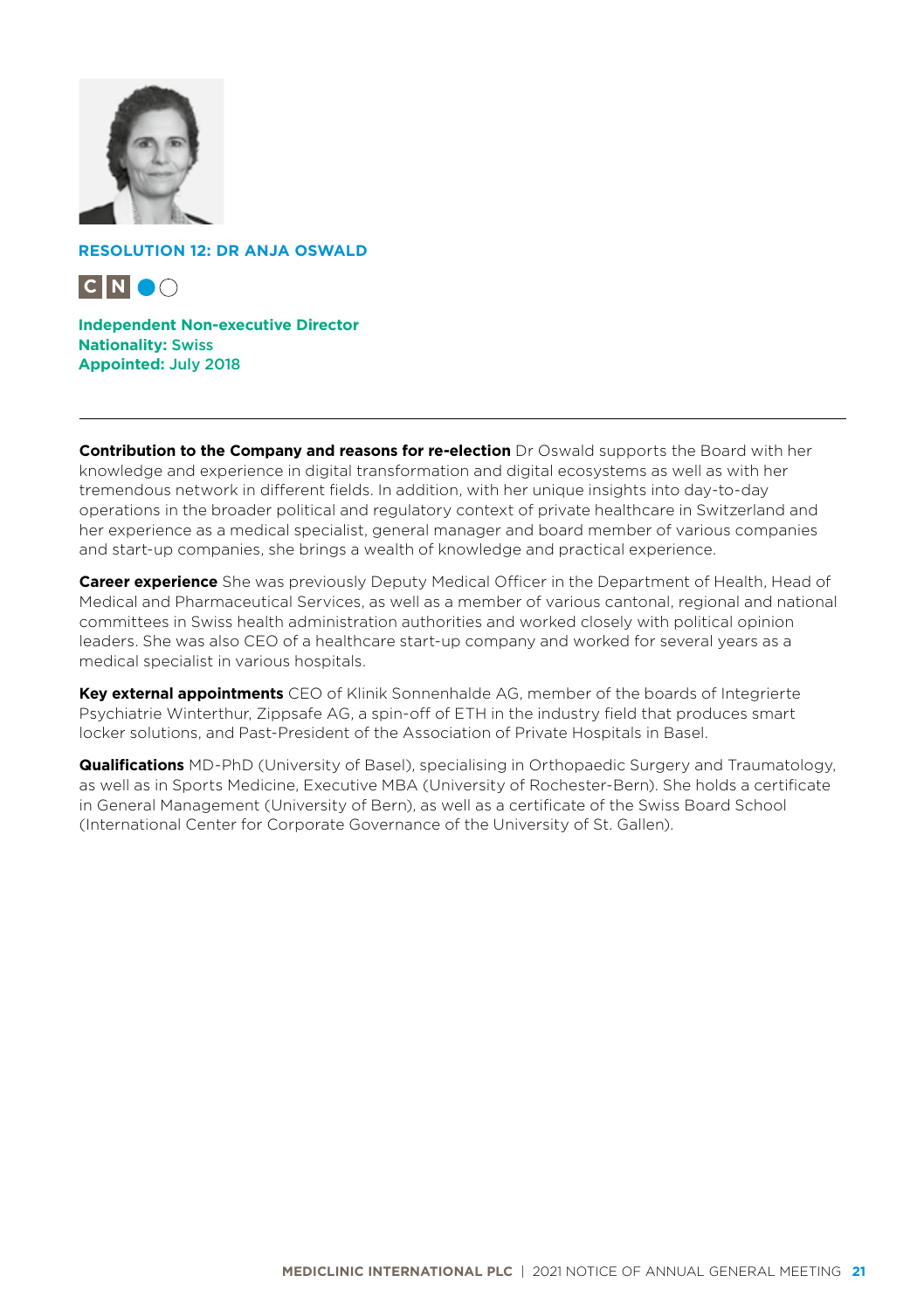## RESOLUTION 12: DR ANJA OSWALD

C N

**Independent Non-executive Director**
**Nationality:** Swiss
**Appointed:** July 2018

---

**Contribution to the Company and reasons for re-election** Dr Oswald supports the Board with her knowledge and experience in digital transformation and digital ecosystems as well as with her tremendous network in different fields. In addition, with her unique insights into day-to-day operations in the broader political and regulatory context of private healthcare in Switzerland and her experience as a medical specialist, general manager and board member of various companies and start-up companies, she brings a wealth of knowledge and practical experience.

**Career experience** She was previously Deputy Medical Officer in the Department of Health, Head of Medical and Pharmaceutical Services, as well as a member of various cantonal, regional and national committees in Swiss health administration authorities and worked closely with political opinion leaders. She was also CEO of a healthcare start-up company and worked for several years as a medical specialist in various hospitals.

**Key external appointments** CEO of Klinik Sonnenhalde AG, member of the boards of Integrierte Psychiatrie Winterthur, Zippsafe AG, a spin-off of ETH in the industry field that produces smart locker solutions, and Past-President of the Association of Private Hospitals in Basel.

**Qualifications** MD-PhD (University of Basel), specialising in Orthopaedic Surgery and Traumatology, as well as in Sports Medicine, Executive MBA (University of Rochester-Bern). She holds a certificate in General Management (University of Bern), as well as a certificate of the Swiss Board School (International Center for Corporate Governance of the University of St. Gallen).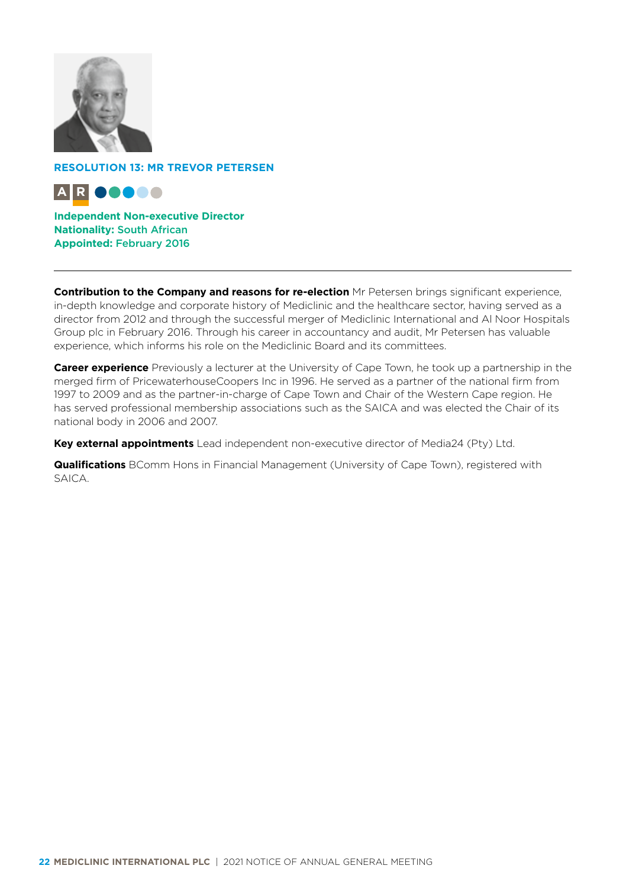## RESOLUTION 13: MR TREVOR PETERSEN

A R

**Independent Non-executive Director**
**Nationality:** South African
**Appointed:** February 2016

---

**Contribution to the Company and reasons for re-election** Mr Petersen brings significant experience, in-depth knowledge and corporate history of Mediclinic and the healthcare sector, having served as a director from 2012 and through the successful merger of Mediclinic International and Al Noor Hospitals Group plc in February 2016. Through his career in accountancy and audit, Mr Petersen has valuable experience, which informs his role on the Mediclinic Board and its committees.

**Career experience** Previously a lecturer at the University of Cape Town, he took up a partnership in the merged firm of PricewaterhouseCoopers Inc in 1996. He served as a partner of the national firm from 1997 to 2009 and as the partner-in-charge of Cape Town and Chair of the Western Cape region. He has served professional membership associations such as the SAICA and was elected the Chair of its national body in 2006 and 2007.

**Key external appointments** Lead independent non-executive director of Media24 (Pty) Ltd.

**Qualifications** BComm Hons in Financial Management (University of Cape Town), registered with SAICA.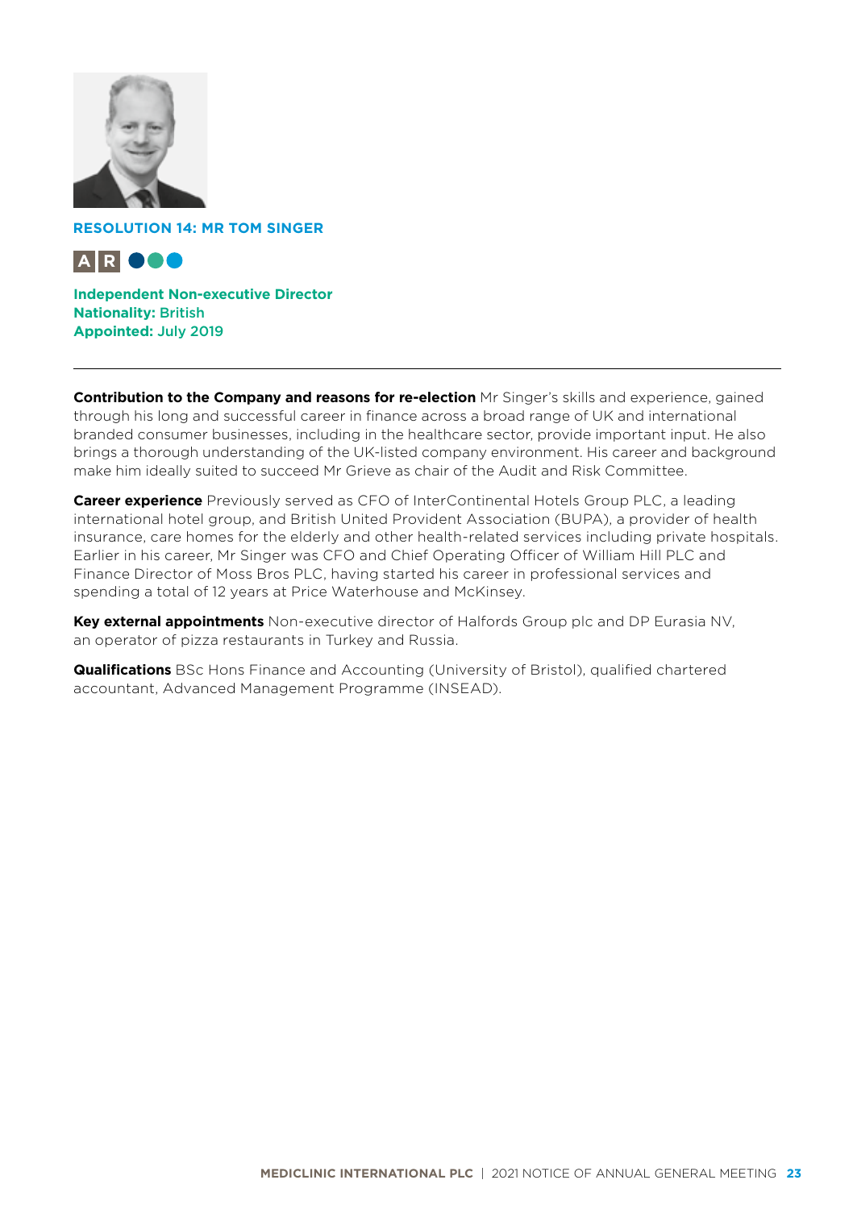## RESOLUTION 14: MR TOM SINGER

A R

**Independent Non-executive Director**
**Nationality:** British
**Appointed:** July 2019

---

**Contribution to the Company and reasons for re-election** Mr Singer's skills and experience, gained through his long and successful career in finance across a broad range of UK and international branded consumer businesses, including in the healthcare sector, provide important input. He also brings a thorough understanding of the UK-listed company environment. His career and background make him ideally suited to succeed Mr Grieve as chair of the Audit and Risk Committee.

**Career experience** Previously served as CFO of InterContinental Hotels Group PLC, a leading international hotel group, and British United Provident Association (BUPA), a provider of health insurance, care homes for the elderly and other health-related services including private hospitals. Earlier in his career, Mr Singer was CFO and Chief Operating Officer of William Hill PLC and Finance Director of Moss Bros PLC, having started his career in professional services and spending a total of 12 years at Price Waterhouse and McKinsey.

**Key external appointments** Non-executive director of Halfords Group plc and DP Eurasia NV, an operator of pizza restaurants in Turkey and Russia.

**Qualifications** BSc Hons Finance and Accounting (University of Bristol), qualified chartered accountant, Advanced Management Programme (INSEAD).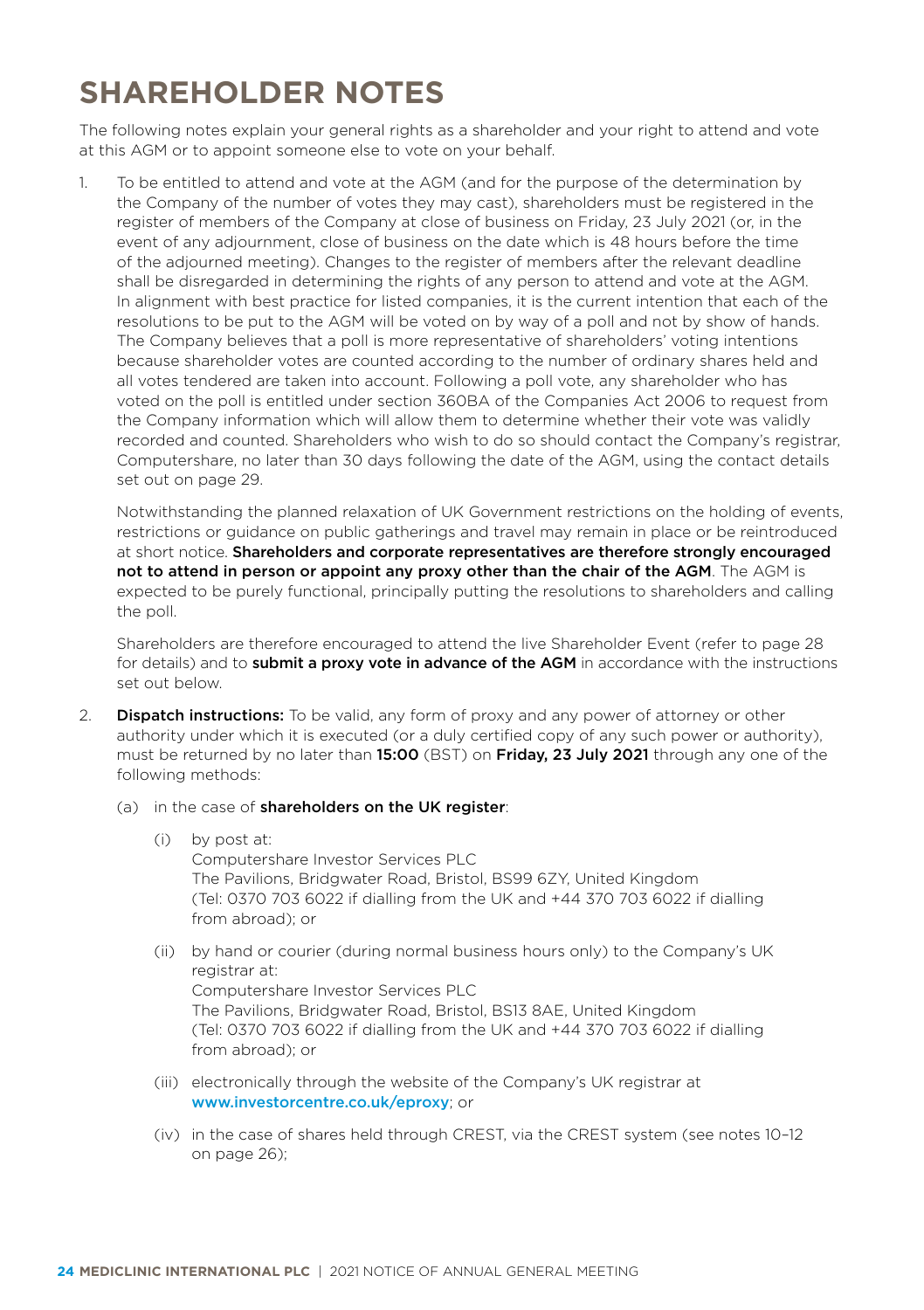# SHAREHOLDER NOTES

The following notes explain your general rights as a shareholder and your right to attend and vote at this AGM or to appoint someone else to vote on your behalf.

1. To be entitled to attend and vote at the AGM (and for the purpose of the determination by the Company of the number of votes they may cast), shareholders must be registered in the register of members of the Company at close of business on Friday, 23 July 2021 (or, in the event of any adjournment, close of business on the date which is 48 hours before the time of the adjourned meeting). Changes to the register of members after the relevant deadline shall be disregarded in determining the rights of any person to attend and vote at the AGM. In alignment with best practice for listed companies, it is the current intention that each of the resolutions to be put to the AGM will be voted on by way of a poll and not by show of hands. The Company believes that a poll is more representative of shareholders' voting intentions because shareholder votes are counted according to the number of ordinary shares held and all votes tendered are taken into account. Following a poll vote, any shareholder who has voted on the poll is entitled under section 360BA of the Companies Act 2006 to request from the Company information which will allow them to determine whether their vote was validly recorded and counted. Shareholders who wish to do so should contact the Company's registrar, Computershare, no later than 30 days following the date of the AGM, using the contact details set out on page 29.

   Notwithstanding the planned relaxation of UK Government restrictions on the holding of events, restrictions or guidance on public gatherings and travel may remain in place or be reintroduced at short notice. **Shareholders and corporate representatives are therefore strongly encouraged not to attend in person or appoint any proxy other than the chair of the AGM**. The AGM is expected to be purely functional, principally putting the resolutions to shareholders and calling the poll.

   Shareholders are therefore encouraged to attend the live Shareholder Event (refer to page 28 for details) and to **submit a proxy vote in advance of the AGM** in accordance with the instructions set out below.

2. **Dispatch instructions:** To be valid, any form of proxy and any power of attorney or other authority under which it is executed (or a duly certified copy of any such power or authority), must be returned by no later than **15:00** (BST) on **Friday, 23 July 2021** through any one of the following methods:

   (a) in the case of **shareholders on the UK register**:

   (i) by post at:
   Computershare Investor Services PLC
   The Pavilions, Bridgwater Road, Bristol, BS99 6ZY, United Kingdom
   (Tel: 0370 703 6022 if dialling from the UK and +44 370 703 6022 if dialling from abroad); or

   (ii) by hand or courier (during normal business hours only) to the Company's UK registrar at:
   Computershare Investor Services PLC
   The Pavilions, Bridgwater Road, Bristol, BS13 8AE, United Kingdom
   (Tel: 0370 703 6022 if dialling from the UK and +44 370 703 6022 if dialling from abroad); or

   (iii) electronically through the website of the Company's UK registrar at www.investorcentre.co.uk/eproxy; or

   (iv) in the case of shares held through CREST, via the CREST system (see notes 10–12 on page 26);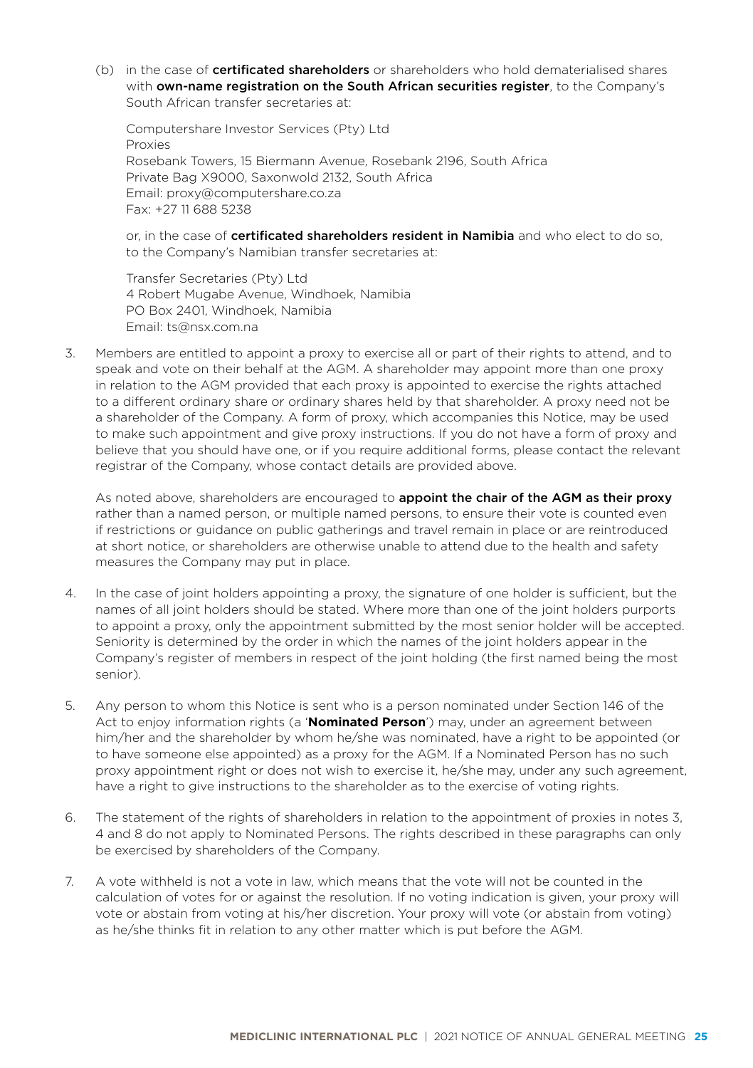(b) in the case of **certificated shareholders** or shareholders who hold dematerialised shares with **own-name registration on the South African securities register**, to the Company's South African transfer secretaries at:

Computershare Investor Services (Pty) Ltd  
Proxies  
Rosebank Towers, 15 Biermann Avenue, Rosebank 2196, South Africa  
Private Bag X9000, Saxonwold 2132, South Africa  
Email: proxy@computershare.co.za  
Fax: +27 11 688 5238

or, in the case of **certificated shareholders resident in Namibia** and who elect to do so, to the Company's Namibian transfer secretaries at:

Transfer Secretaries (Pty) Ltd  
4 Robert Mugabe Avenue, Windhoek, Namibia  
PO Box 2401, Windhoek, Namibia  
Email: ts@nsx.com.na

3. Members are entitled to appoint a proxy to exercise all or part of their rights to attend, and to speak and vote on their behalf at the AGM. A shareholder may appoint more than one proxy in relation to the AGM provided that each proxy is appointed to exercise the rights attached to a different ordinary share or ordinary shares held by that shareholder. A proxy need not be a shareholder of the Company. A form of proxy, which accompanies this Notice, may be used to make such appointment and give proxy instructions. If you do not have a form of proxy and believe that you should have one, or if you require additional forms, please contact the relevant registrar of the Company, whose contact details are provided above.

   As noted above, shareholders are encouraged to **appoint the chair of the AGM as their proxy** rather than a named person, or multiple named persons, to ensure their vote is counted even if restrictions or guidance on public gatherings and travel remain in place or are reintroduced at short notice, or shareholders are otherwise unable to attend due to the health and safety measures the Company may put in place.

4. In the case of joint holders appointing a proxy, the signature of one holder is sufficient, but the names of all joint holders should be stated. Where more than one of the joint holders purports to appoint a proxy, only the appointment submitted by the most senior holder will be accepted. Seniority is determined by the order in which the names of the joint holders appear in the Company's register of members in respect of the joint holding (the first named being the most senior).

5. Any person to whom this Notice is sent who is a person nominated under Section 146 of the Act to enjoy information rights (a '**Nominated Person**') may, under an agreement between him/her and the shareholder by whom he/she was nominated, have a right to be appointed (or to have someone else appointed) as a proxy for the AGM. If a Nominated Person has no such proxy appointment right or does not wish to exercise it, he/she may, under any such agreement, have a right to give instructions to the shareholder as to the exercise of voting rights.

6. The statement of the rights of shareholders in relation to the appointment of proxies in notes 3, 4 and 8 do not apply to Nominated Persons. The rights described in these paragraphs can only be exercised by shareholders of the Company.

7. A vote withheld is not a vote in law, which means that the vote will not be counted in the calculation of votes for or against the resolution. If no voting indication is given, your proxy will vote or abstain from voting at his/her discretion. Your proxy will vote (or abstain from voting) as he/she thinks fit in relation to any other matter which is put before the AGM.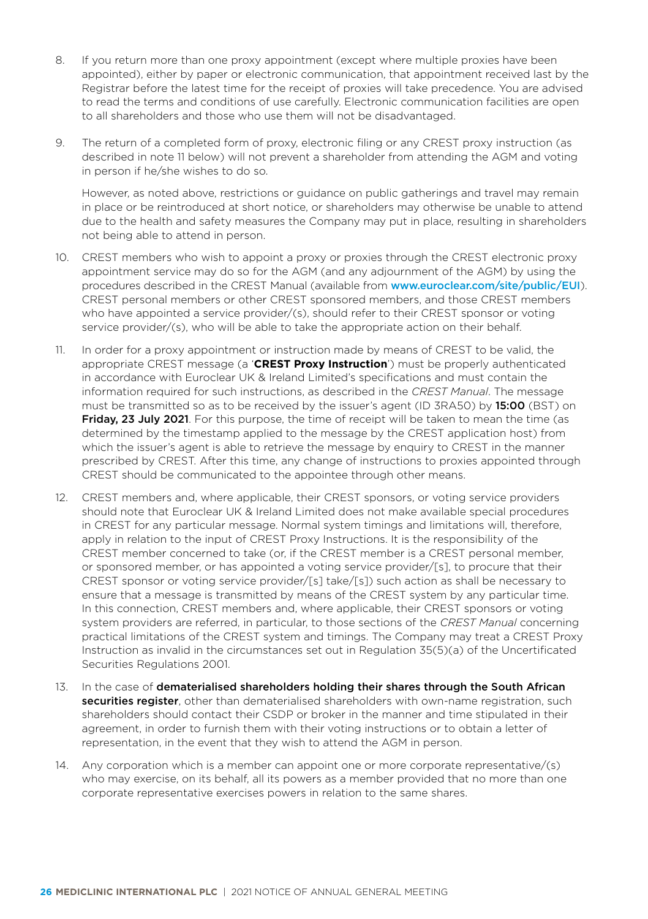8. If you return more than one proxy appointment (except where multiple proxies have been appointed), either by paper or electronic communication, that appointment received last by the Registrar before the latest time for the receipt of proxies will take precedence. You are advised to read the terms and conditions of use carefully. Electronic communication facilities are open to all shareholders and those who use them will not be disadvantaged.

9. The return of a completed form of proxy, electronic filing or any CREST proxy instruction (as described in note 11 below) will not prevent a shareholder from attending the AGM and voting in person if he/she wishes to do so.

   However, as noted above, restrictions or guidance on public gatherings and travel may remain in place or be reintroduced at short notice, or shareholders may otherwise be unable to attend due to the health and safety measures the Company may put in place, resulting in shareholders not being able to attend in person.

10. CREST members who wish to appoint a proxy or proxies through the CREST electronic proxy appointment service may do so for the AGM (and any adjournment of the AGM) by using the procedures described in the CREST Manual (available from www.euroclear.com/site/public/EUI). CREST personal members or other CREST sponsored members, and those CREST members who have appointed a service provider/(s), should refer to their CREST sponsor or voting service provider/(s), who will be able to take the appropriate action on their behalf.

11. In order for a proxy appointment or instruction made by means of CREST to be valid, the appropriate CREST message (a '**CREST Proxy Instruction**') must be properly authenticated in accordance with Euroclear UK & Ireland Limited's specifications and must contain the information required for such instructions, as described in the *CREST Manual*. The message must be transmitted so as to be received by the issuer's agent (ID 3RA50) by **15:00** (BST) on **Friday, 23 July 2021**. For this purpose, the time of receipt will be taken to mean the time (as determined by the timestamp applied to the message by the CREST application host) from which the issuer's agent is able to retrieve the message by enquiry to CREST in the manner prescribed by CREST. After this time, any change of instructions to proxies appointed through CREST should be communicated to the appointee through other means.

12. CREST members and, where applicable, their CREST sponsors, or voting service providers should note that Euroclear UK & Ireland Limited does not make available special procedures in CREST for any particular message. Normal system timings and limitations will, therefore, apply in relation to the input of CREST Proxy Instructions. It is the responsibility of the CREST member concerned to take (or, if the CREST member is a CREST personal member, or sponsored member, or has appointed a voting service provider/[s], to procure that their CREST sponsor or voting service provider/[s] take/[s]) such action as shall be necessary to ensure that a message is transmitted by means of the CREST system by any particular time. In this connection, CREST members and, where applicable, their CREST sponsors or voting system providers are referred, in particular, to those sections of the *CREST Manual* concerning practical limitations of the CREST system and timings. The Company may treat a CREST Proxy Instruction as invalid in the circumstances set out in Regulation 35(5)(a) of the Uncertificated Securities Regulations 2001.

13. In the case of **dematerialised shareholders holding their shares through the South African securities register**, other than dematerialised shareholders with own-name registration, such shareholders should contact their CSDP or broker in the manner and time stipulated in their agreement, in order to furnish them with their voting instructions or to obtain a letter of representation, in the event that they wish to attend the AGM in person.

14. Any corporation which is a member can appoint one or more corporate representative/(s) who may exercise, on its behalf, all its powers as a member provided that no more than one corporate representative exercises powers in relation to the same shares.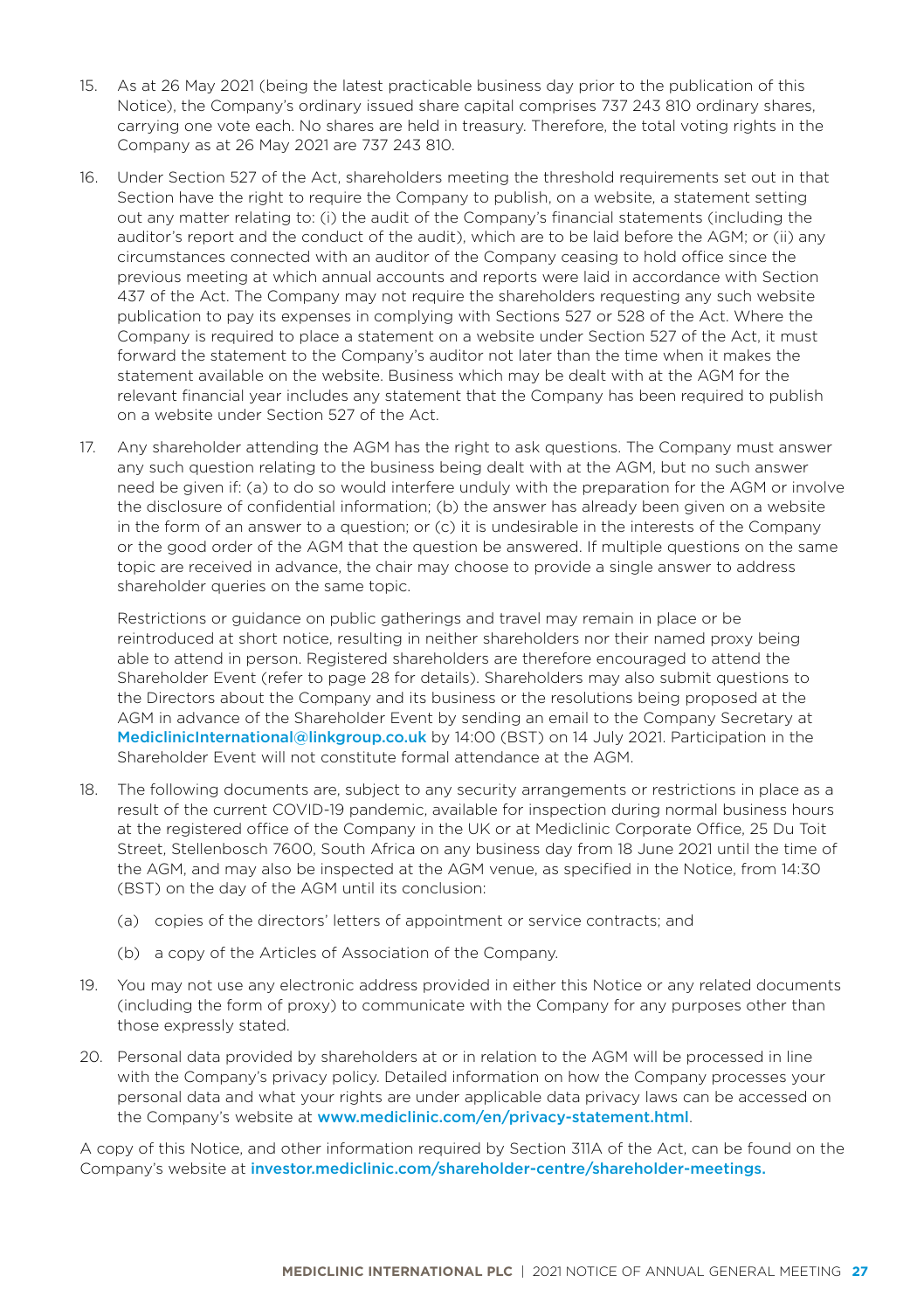15. As at 26 May 2021 (being the latest practicable business day prior to the publication of this Notice), the Company's ordinary issued share capital comprises 737 243 810 ordinary shares, carrying one vote each. No shares are held in treasury. Therefore, the total voting rights in the Company as at 26 May 2021 are 737 243 810.

16. Under Section 527 of the Act, shareholders meeting the threshold requirements set out in that Section have the right to require the Company to publish, on a website, a statement setting out any matter relating to: (i) the audit of the Company's financial statements (including the auditor's report and the conduct of the audit), which are to be laid before the AGM; or (ii) any circumstances connected with an auditor of the Company ceasing to hold office since the previous meeting at which annual accounts and reports were laid in accordance with Section 437 of the Act. The Company may not require the shareholders requesting any such website publication to pay its expenses in complying with Sections 527 or 528 of the Act. Where the Company is required to place a statement on a website under Section 527 of the Act, it must forward the statement to the Company's auditor not later than the time when it makes the statement available on the website. Business which may be dealt with at the AGM for the relevant financial year includes any statement that the Company has been required to publish on a website under Section 527 of the Act.

17. Any shareholder attending the AGM has the right to ask questions. The Company must answer any such question relating to the business being dealt with at the AGM, but no such answer need be given if: (a) to do so would interfere unduly with the preparation for the AGM or involve the disclosure of confidential information; (b) the answer has already been given on a website in the form of an answer to a question; or (c) it is undesirable in the interests of the Company or the good order of the AGM that the question be answered. If multiple questions on the same topic are received in advance, the chair may choose to provide a single answer to address shareholder queries on the same topic.

    Restrictions or guidance on public gatherings and travel may remain in place or be reintroduced at short notice, resulting in neither shareholders nor their named proxy being able to attend in person. Registered shareholders are therefore encouraged to attend the Shareholder Event (refer to page 28 for details). Shareholders may also submit questions to the Directors about the Company and its business or the resolutions being proposed at the AGM in advance of the Shareholder Event by sending an email to the Company Secretary at MediclinicInternational@linkgroup.co.uk by 14:00 (BST) on 14 July 2021. Participation in the Shareholder Event will not constitute formal attendance at the AGM.

18. The following documents are, subject to any security arrangements or restrictions in place as a result of the current COVID-19 pandemic, available for inspection during normal business hours at the registered office of the Company in the UK or at Mediclinic Corporate Office, 25 Du Toit Street, Stellenbosch 7600, South Africa on any business day from 18 June 2021 until the time of the AGM, and may also be inspected at the AGM venue, as specified in the Notice, from 14:30 (BST) on the day of the AGM until its conclusion:

    (a) copies of the directors' letters of appointment or service contracts; and

    (b) a copy of the Articles of Association of the Company.

19. You may not use any electronic address provided in either this Notice or any related documents (including the form of proxy) to communicate with the Company for any purposes other than those expressly stated.

20. Personal data provided by shareholders at or in relation to the AGM will be processed in line with the Company's privacy policy. Detailed information on how the Company processes your personal data and what your rights are under applicable data privacy laws can be accessed on the Company's website at www.mediclinic.com/en/privacy-statement.html.

A copy of this Notice, and other information required by Section 311A of the Act, can be found on the Company's website at investor.mediclinic.com/shareholder-centre/shareholder-meetings.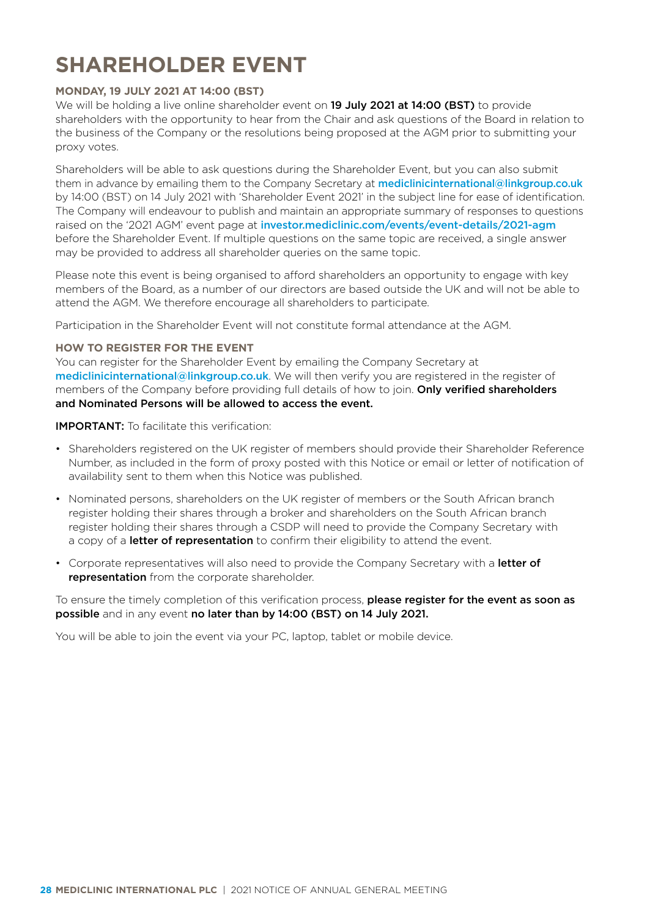# SHAREHOLDER EVENT

### MONDAY, 19 JULY 2021 AT 14:00 (BST)

We will be holding a live online shareholder event on **19 July 2021 at 14:00 (BST)** to provide shareholders with the opportunity to hear from the Chair and ask questions of the Board in relation to the business of the Company or the resolutions being proposed at the AGM prior to submitting your proxy votes.

Shareholders will be able to ask questions during the Shareholder Event, but you can also submit them in advance by emailing them to the Company Secretary at mediclinicinternational@linkgroup.co.uk by 14:00 (BST) on 14 July 2021 with 'Shareholder Event 2021' in the subject line for ease of identification. The Company will endeavour to publish and maintain an appropriate summary of responses to questions raised on the '2021 AGM' event page at investor.mediclinic.com/events/event-details/2021-agm before the Shareholder Event. If multiple questions on the same topic are received, a single answer may be provided to address all shareholder queries on the same topic.

Please note this event is being organised to afford shareholders an opportunity to engage with key members of the Board, as a number of our directors are based outside the UK and will not be able to attend the AGM. We therefore encourage all shareholders to participate.

Participation in the Shareholder Event will not constitute formal attendance at the AGM.

### HOW TO REGISTER FOR THE EVENT

You can register for the Shareholder Event by emailing the Company Secretary at mediclinicinternational@linkgroup.co.uk. We will then verify you are registered in the register of members of the Company before providing full details of how to join. **Only verified shareholders and Nominated Persons will be allowed to access the event.**

**IMPORTANT:** To facilitate this verification:

- Shareholders registered on the UK register of members should provide their Shareholder Reference Number, as included in the form of proxy posted with this Notice or email or letter of notification of availability sent to them when this Notice was published.
- Nominated persons, shareholders on the UK register of members or the South African branch register holding their shares through a broker and shareholders on the South African branch register holding their shares through a CSDP will need to provide the Company Secretary with a copy of a **letter of representation** to confirm their eligibility to attend the event.
- Corporate representatives will also need to provide the Company Secretary with a **letter of representation** from the corporate shareholder.

To ensure the timely completion of this verification process, **please register for the event as soon as possible** and in any event **no later than by 14:00 (BST) on 14 July 2021.**

You will be able to join the event via your PC, laptop, tablet or mobile device.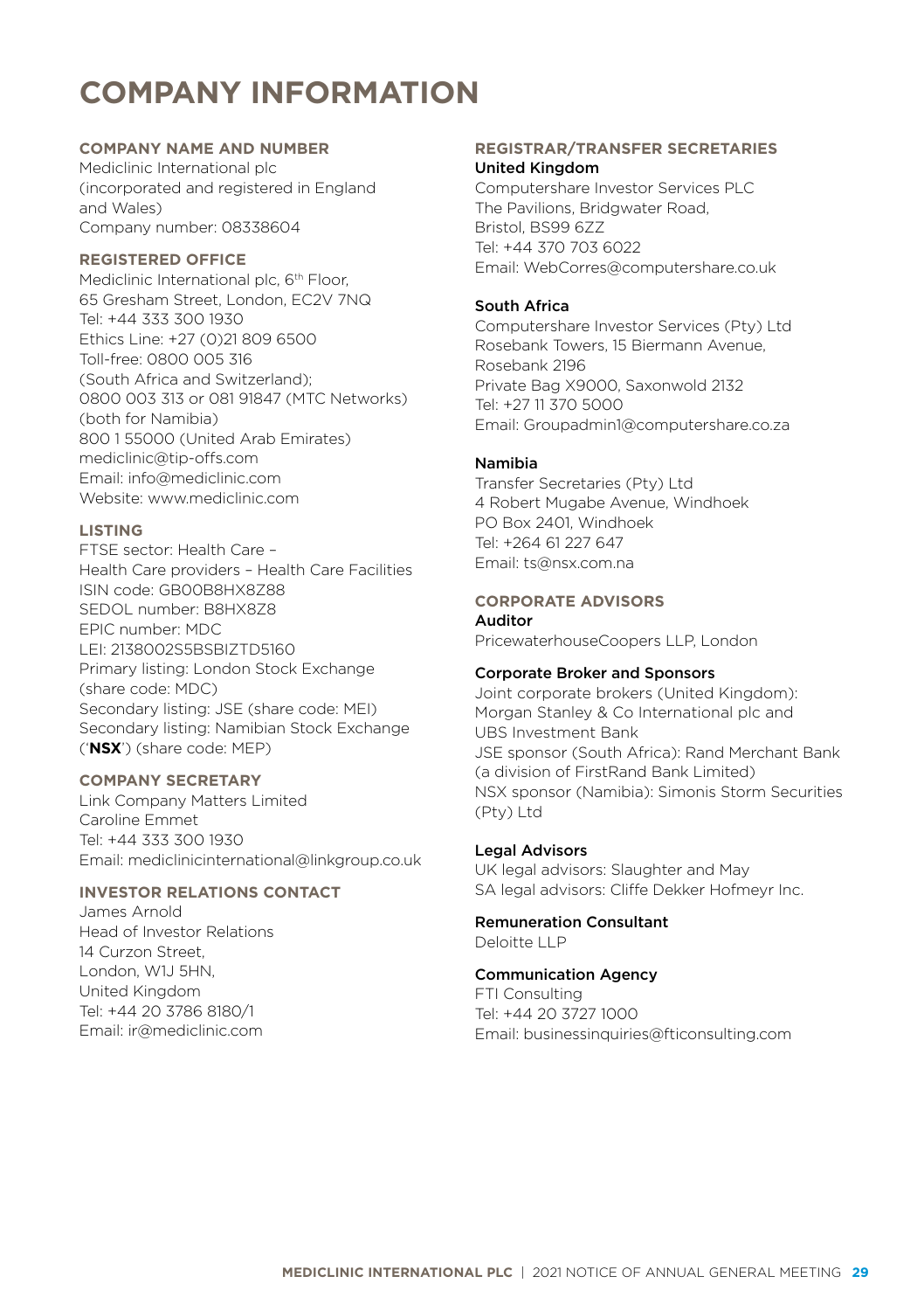# COMPANY INFORMATION

## COMPANY NAME AND NUMBER

Mediclinic International plc
(incorporated and registered in England and Wales)
Company number: 08338604

## REGISTERED OFFICE

Mediclinic International plc, 6th Floor,
65 Gresham Street, London, EC2V 7NQ
Tel: +44 333 300 1930
Ethics Line: +27 (0)21 809 6500
Toll-free: 0800 005 316
(South Africa and Switzerland);
0800 003 313 or 081 91847 (MTC Networks)
(both for Namibia)
800 1 55000 (United Arab Emirates)
mediclinic@tip-offs.com
Email: info@mediclinic.com
Website: www.mediclinic.com

## LISTING

FTSE sector: Health Care –
Health Care providers – Health Care Facilities
ISIN code: GB00B8HX8Z88
SEDOL number: B8HX8Z8
EPIC number: MDC
LEI: 2138002S5BSBIZTD5160
Primary listing: London Stock Exchange
(share code: MDC)
Secondary listing: JSE (share code: MEI)
Secondary listing: Namibian Stock Exchange
('**NSX**') (share code: MEP)

## COMPANY SECRETARY

Link Company Matters Limited
Caroline Emmet
Tel: +44 333 300 1930
Email: mediclinicinternational@linkgroup.co.uk

## INVESTOR RELATIONS CONTACT

James Arnold
Head of Investor Relations
14 Curzon Street,
London, W1J 5HN,
United Kingdom
Tel: +44 20 3786 8180/1
Email: ir@mediclinic.com

## REGISTRAR/TRANSFER SECRETARIES

### United Kingdom

Computershare Investor Services PLC
The Pavilions, Bridgwater Road,
Bristol, BS99 6ZZ
Tel: +44 370 703 6022
Email: WebCorres@computershare.co.uk

### South Africa

Computershare Investor Services (Pty) Ltd
Rosebank Towers, 15 Biermann Avenue,
Rosebank 2196
Private Bag X9000, Saxonwold 2132
Tel: +27 11 370 5000
Email: Groupadmin1@computershare.co.za

### Namibia

Transfer Secretaries (Pty) Ltd
4 Robert Mugabe Avenue, Windhoek
PO Box 2401, Windhoek
Tel: +264 61 227 647
Email: ts@nsx.com.na

## CORPORATE ADVISORS

### Auditor

PricewaterhouseCoopers LLP, London

### Corporate Broker and Sponsors

Joint corporate brokers (United Kingdom):
Morgan Stanley & Co International plc and
UBS Investment Bank
JSE sponsor (South Africa): Rand Merchant Bank
(a division of FirstRand Bank Limited)
NSX sponsor (Namibia): Simonis Storm Securities
(Pty) Ltd

### Legal Advisors

UK legal advisors: Slaughter and May
SA legal advisors: Cliffe Dekker Hofmeyr Inc.

### Remuneration Consultant

Deloitte LLP

### Communication Agency

FTI Consulting
Tel: +44 20 3727 1000
Email: businessinquiries@fticonsulting.com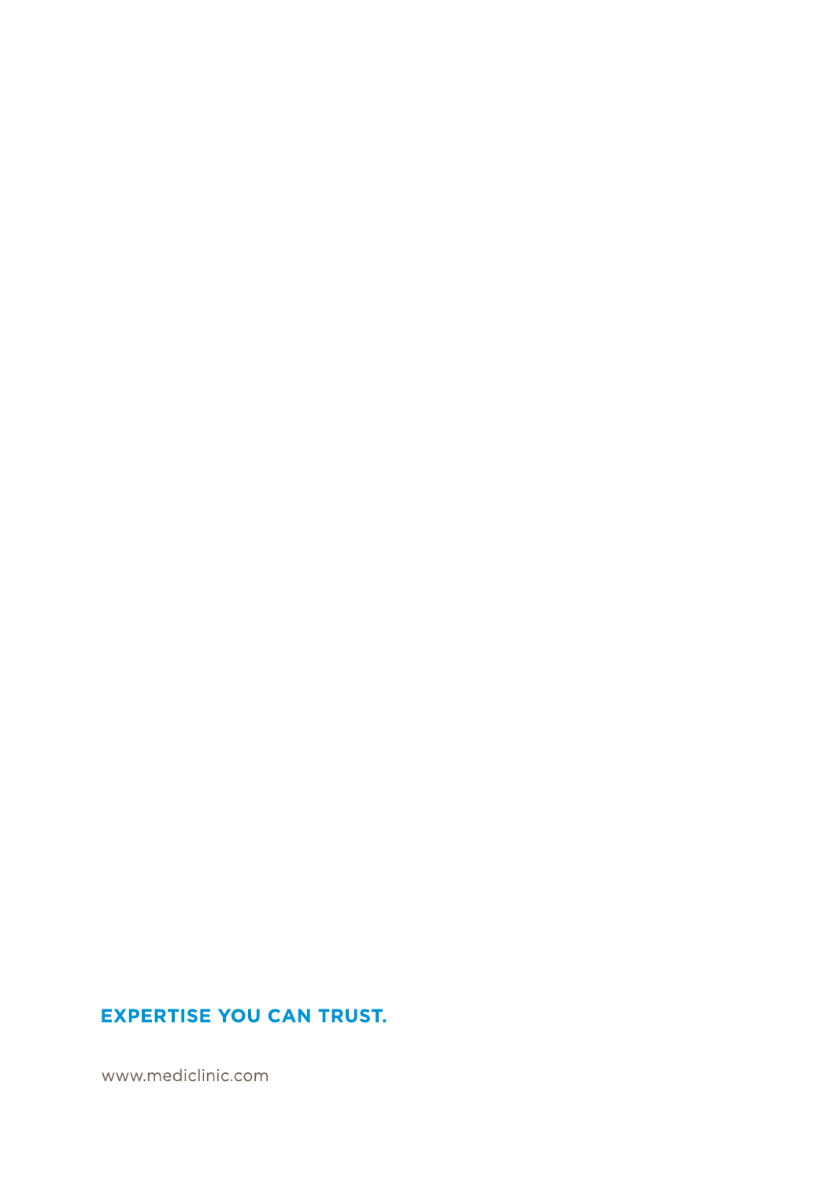**EXPERTISE YOU CAN TRUST.**

www.mediclinic.com